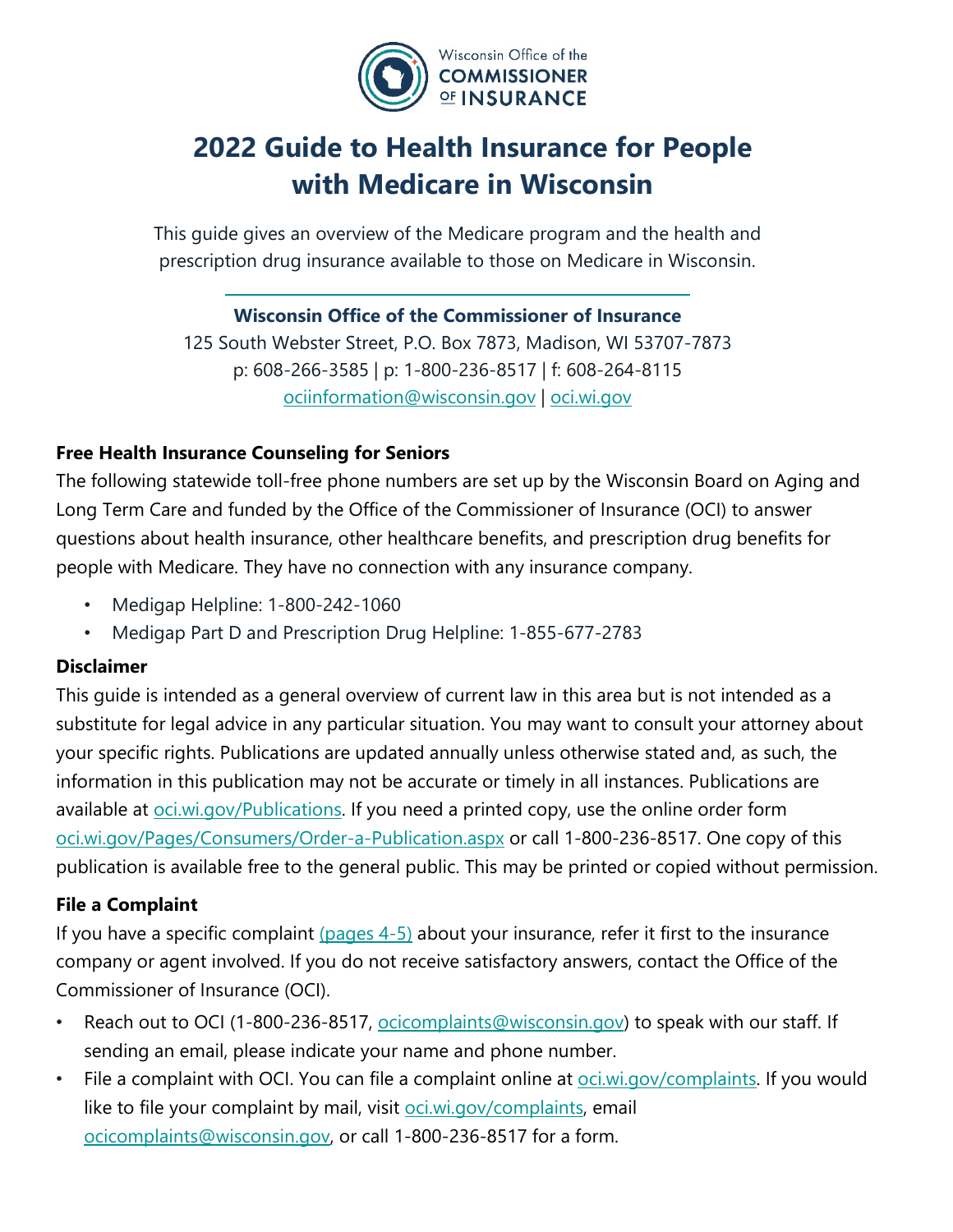Wisconsin Office of the COMMISSIONER OF INSURANCE

# 2022 Guide to Health Insurance for People with Medicare in Wisconsin

This guide gives an overview of the Medicare program and the health and prescription drug insurance available to those on Medicare in Wisconsin.

**Wisconsin Office of the Commissioner of Insurance**
125 South Webster Street, P.O. Box 7873, Madison, WI 53707-7873
p: 608-266-3585 | p: 1-800-236-8517 | f: 608-264-8115
ociinformation@wisconsin.gov | oci.wi.gov

### Free Health Insurance Counseling for Seniors

The following statewide toll-free phone numbers are set up by the Wisconsin Board on Aging and Long Term Care and funded by the Office of the Commissioner of Insurance (OCI) to answer questions about health insurance, other healthcare benefits, and prescription drug benefits for people with Medicare. They have no connection with any insurance company.

- Medigap Helpline: 1-800-242-1060
- Medigap Part D and Prescription Drug Helpline: 1-855-677-2783

### Disclaimer

This guide is intended as a general overview of current law in this area but is not intended as a substitute for legal advice in any particular situation. You may want to consult your attorney about your specific rights. Publications are updated annually unless otherwise stated and, as such, the information in this publication may not be accurate or timely in all instances. Publications are available at oci.wi.gov/Publications. If you need a printed copy, use the online order form oci.wi.gov/Pages/Consumers/Order-a-Publication.aspx or call 1-800-236-8517. One copy of this publication is available free to the general public. This may be printed or copied without permission.

### File a Complaint

If you have a specific complaint (pages 4-5) about your insurance, refer it first to the insurance company or agent involved. If you do not receive satisfactory answers, contact the Office of the Commissioner of Insurance (OCI).

- Reach out to OCI (1-800-236-8517, ocicomplaints@wisconsin.gov) to speak with our staff. If sending an email, please indicate your name and phone number.
- File a complaint with OCI. You can file a complaint online at oci.wi.gov/complaints. If you would like to file your complaint by mail, visit oci.wi.gov/complaints, email ocicomplaints@wisconsin.gov, or call 1-800-236-8517 for a form.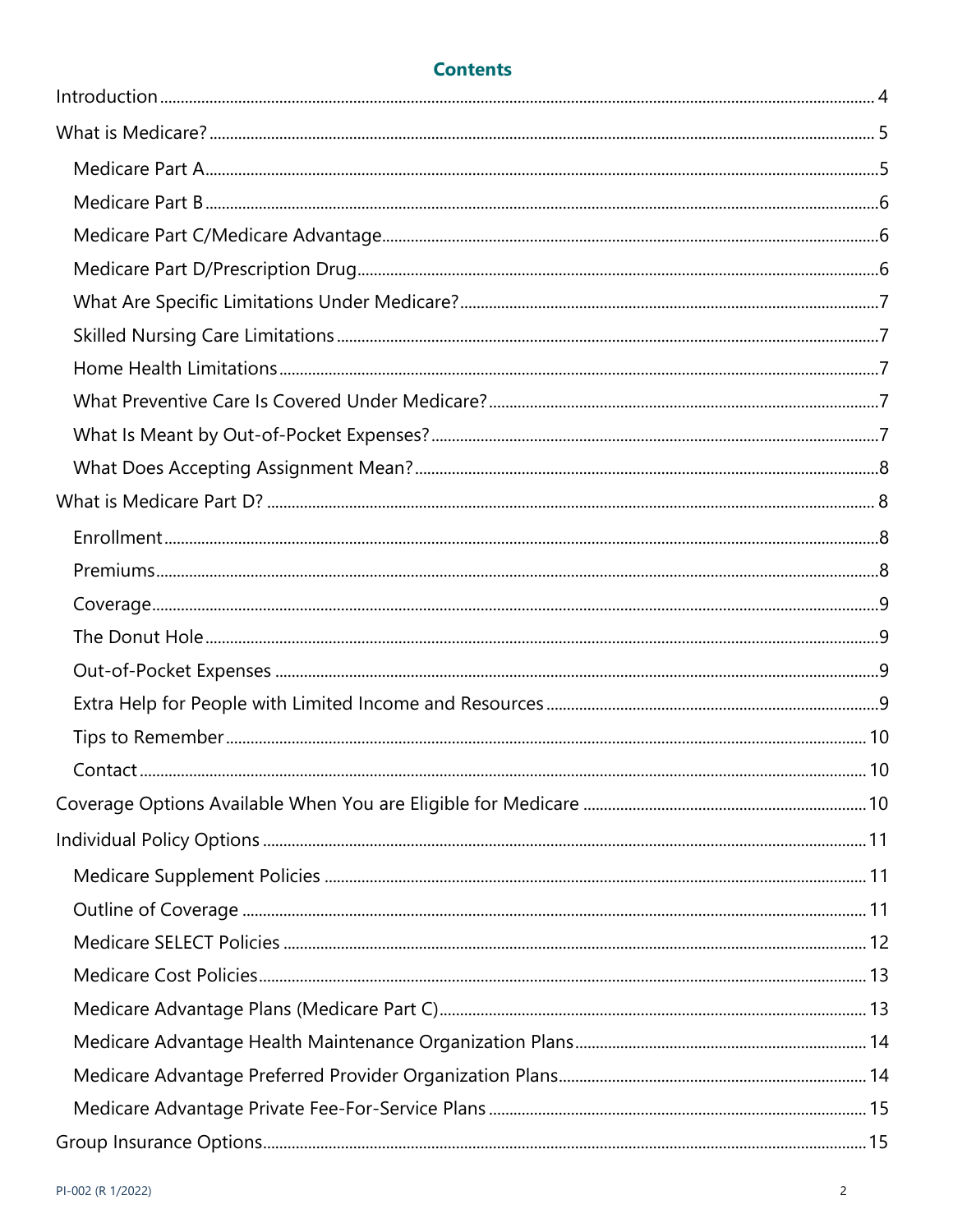## Contents

- Introduction ..... 4
- What is Medicare? ..... 5
  - Medicare Part A ..... 5
  - Medicare Part B ..... 6
  - Medicare Part C/Medicare Advantage ..... 6
  - Medicare Part D/Prescription Drug ..... 6
  - What Are Specific Limitations Under Medicare? ..... 7
  - Skilled Nursing Care Limitations ..... 7
  - Home Health Limitations ..... 7
  - What Preventive Care Is Covered Under Medicare? ..... 7
  - What Is Meant by Out-of-Pocket Expenses? ..... 7
  - What Does Accepting Assignment Mean? ..... 8
- What is Medicare Part D? ..... 8
  - Enrollment ..... 8
  - Premiums ..... 8
  - Coverage ..... 9
  - The Donut Hole ..... 9
  - Out-of-Pocket Expenses ..... 9
  - Extra Help for People with Limited Income and Resources ..... 9
  - Tips to Remember ..... 10
  - Contact ..... 10
- Coverage Options Available When You are Eligible for Medicare ..... 10
- Individual Policy Options ..... 11
  - Medicare Supplement Policies ..... 11
  - Outline of Coverage ..... 11
  - Medicare SELECT Policies ..... 12
  - Medicare Cost Policies ..... 13
  - Medicare Advantage Plans (Medicare Part C) ..... 13
  - Medicare Advantage Health Maintenance Organization Plans ..... 14
  - Medicare Advantage Preferred Provider Organization Plans ..... 14
  - Medicare Advantage Private Fee-For-Service Plans ..... 15
- Group Insurance Options ..... 15

PI-002 (R 1/2022)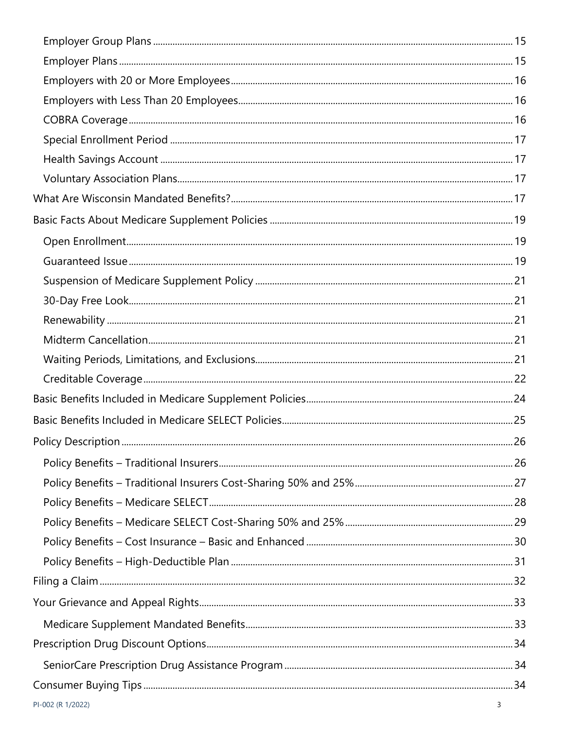- Employer Group Plans ... 15
- Employer Plans ... 15
- Employers with 20 or More Employees ... 16
- Employers with Less Than 20 Employees ... 16
- COBRA Coverage ... 16
- Special Enrollment Period ... 17
- Health Savings Account ... 17
- Voluntary Association Plans ... 17

What Are Wisconsin Mandated Benefits? ... 17

Basic Facts About Medicare Supplement Policies ... 19

- Open Enrollment ... 19
- Guaranteed Issue ... 19
- Suspension of Medicare Supplement Policy ... 21
- 30-Day Free Look ... 21
- Renewability ... 21
- Midterm Cancellation ... 21
- Waiting Periods, Limitations, and Exclusions ... 21
- Creditable Coverage ... 22

Basic Benefits Included in Medicare Supplement Policies ... 24

Basic Benefits Included in Medicare SELECT Policies ... 25

Policy Description ... 26

- Policy Benefits – Traditional Insurers ... 26
- Policy Benefits – Traditional Insurers Cost-Sharing 50% and 25% ... 27
- Policy Benefits – Medicare SELECT ... 28
- Policy Benefits – Medicare SELECT Cost-Sharing 50% and 25% ... 29
- Policy Benefits – Cost Insurance – Basic and Enhanced ... 30
- Policy Benefits – High-Deductible Plan ... 31

Filing a Claim ... 32

Your Grievance and Appeal Rights ... 33

- Medicare Supplement Mandated Benefits ... 33

Prescription Drug Discount Options ... 34

- SeniorCare Prescription Drug Assistance Program ... 34

Consumer Buying Tips ... 34

PI-002 (R 1/2022)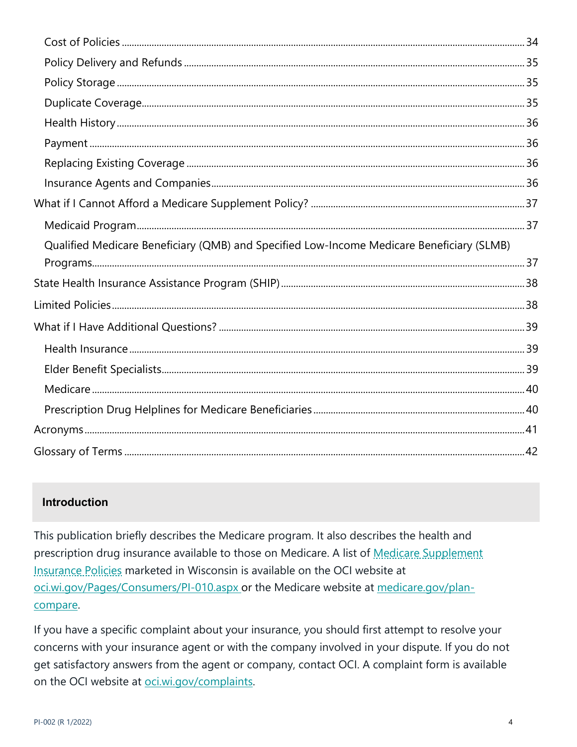- Cost of Policies ... 34
- Policy Delivery and Refunds ... 35
- Policy Storage ... 35
- Duplicate Coverage ... 35
- Health History ... 36
- Payment ... 36
- Replacing Existing Coverage ... 36
- Insurance Agents and Companies ... 36

What if I Cannot Afford a Medicare Supplement Policy? ... 37

- Medicaid Program ... 37
- Qualified Medicare Beneficiary (QMB) and Specified Low-Income Medicare Beneficiary (SLMB) Programs ... 37

State Health Insurance Assistance Program (SHIP) ... 38

Limited Policies ... 38

What if I Have Additional Questions? ... 39

- Health Insurance ... 39
- Elder Benefit Specialists ... 39
- Medicare ... 40
- Prescription Drug Helplines for Medicare Beneficiaries ... 40

Acronyms ... 41

Glossary of Terms ... 42

## Introduction

This publication briefly describes the Medicare program. It also describes the health and prescription drug insurance available to those on Medicare. A list of Medicare Supplement Insurance Policies marketed in Wisconsin is available on the OCI website at oci.wi.gov/Pages/Consumers/PI-010.aspx or the Medicare website at medicare.gov/plan-compare.

If you have a specific complaint about your insurance, you should first attempt to resolve your concerns with your insurance agent or with the company involved in your dispute. If you do not get satisfactory answers from the agent or company, contact OCI. A complaint form is available on the OCI website at oci.wi.gov/complaints.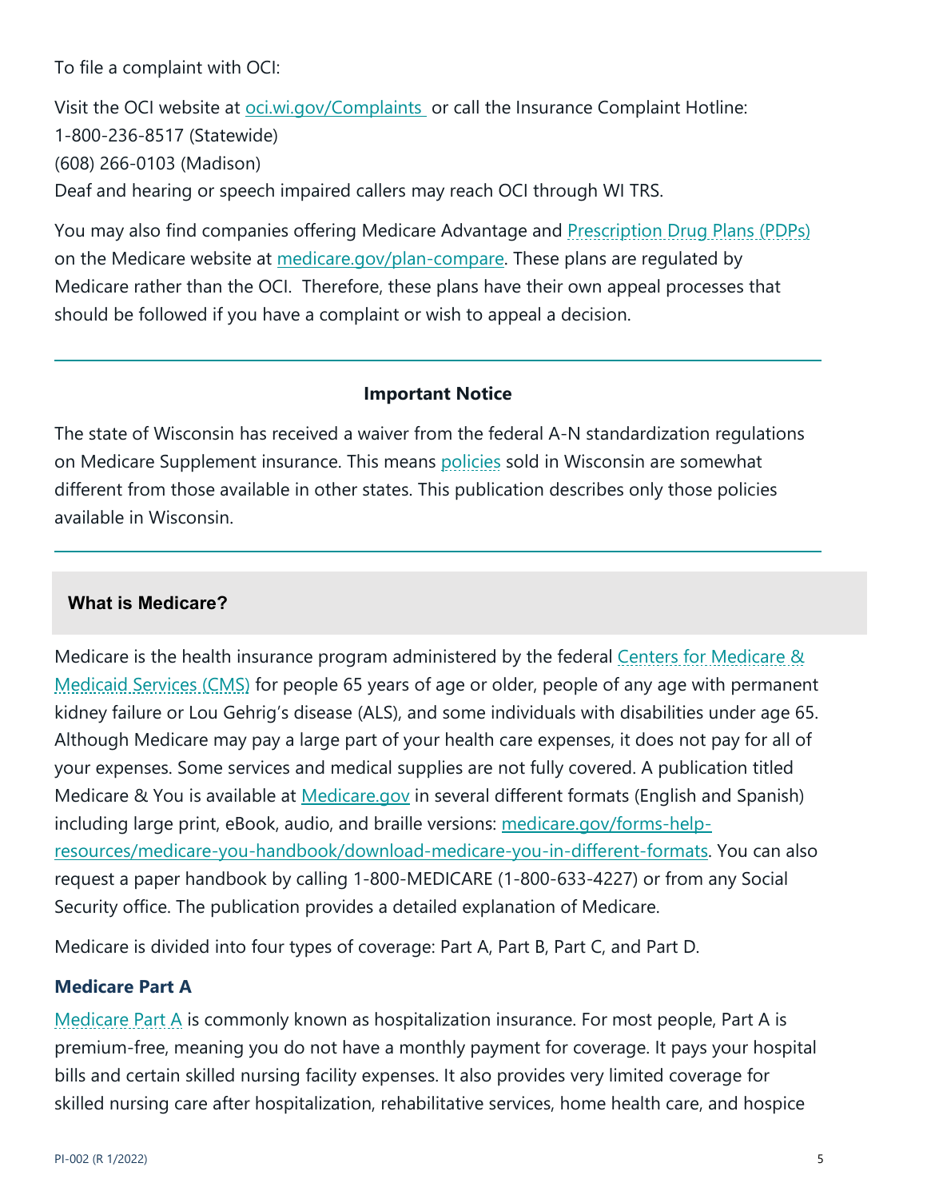To file a complaint with OCI:

Visit the OCI website at oci.wi.gov/Complaints or call the Insurance Complaint Hotline:
1-800-236-8517 (Statewide)
(608) 266-0103 (Madison)
Deaf and hearing or speech impaired callers may reach OCI through WI TRS.

You may also find companies offering Medicare Advantage and Prescription Drug Plans (PDPs) on the Medicare website at medicare.gov/plan-compare. These plans are regulated by Medicare rather than the OCI. Therefore, these plans have their own appeal processes that should be followed if you have a complaint or wish to appeal a decision.

---

**Important Notice**

The state of Wisconsin has received a waiver from the federal A-N standardization regulations on Medicare Supplement insurance. This means policies sold in Wisconsin are somewhat different from those available in other states. This publication describes only those policies available in Wisconsin.

---

## What is Medicare?

Medicare is the health insurance program administered by the federal Centers for Medicare & Medicaid Services (CMS) for people 65 years of age or older, people of any age with permanent kidney failure or Lou Gehrig's disease (ALS), and some individuals with disabilities under age 65. Although Medicare may pay a large part of your health care expenses, it does not pay for all of your expenses. Some services and medical supplies are not fully covered. A publication titled Medicare & You is available at Medicare.gov in several different formats (English and Spanish) including large print, eBook, audio, and braille versions: medicare.gov/forms-help-resources/medicare-you-handbook/download-medicare-you-in-different-formats. You can also request a paper handbook by calling 1-800-MEDICARE (1-800-633-4227) or from any Social Security office. The publication provides a detailed explanation of Medicare.

Medicare is divided into four types of coverage: Part A, Part B, Part C, and Part D.

### Medicare Part A

Medicare Part A is commonly known as hospitalization insurance. For most people, Part A is premium-free, meaning you do not have a monthly payment for coverage. It pays your hospital bills and certain skilled nursing facility expenses. It also provides very limited coverage for skilled nursing care after hospitalization, rehabilitative services, home health care, and hospice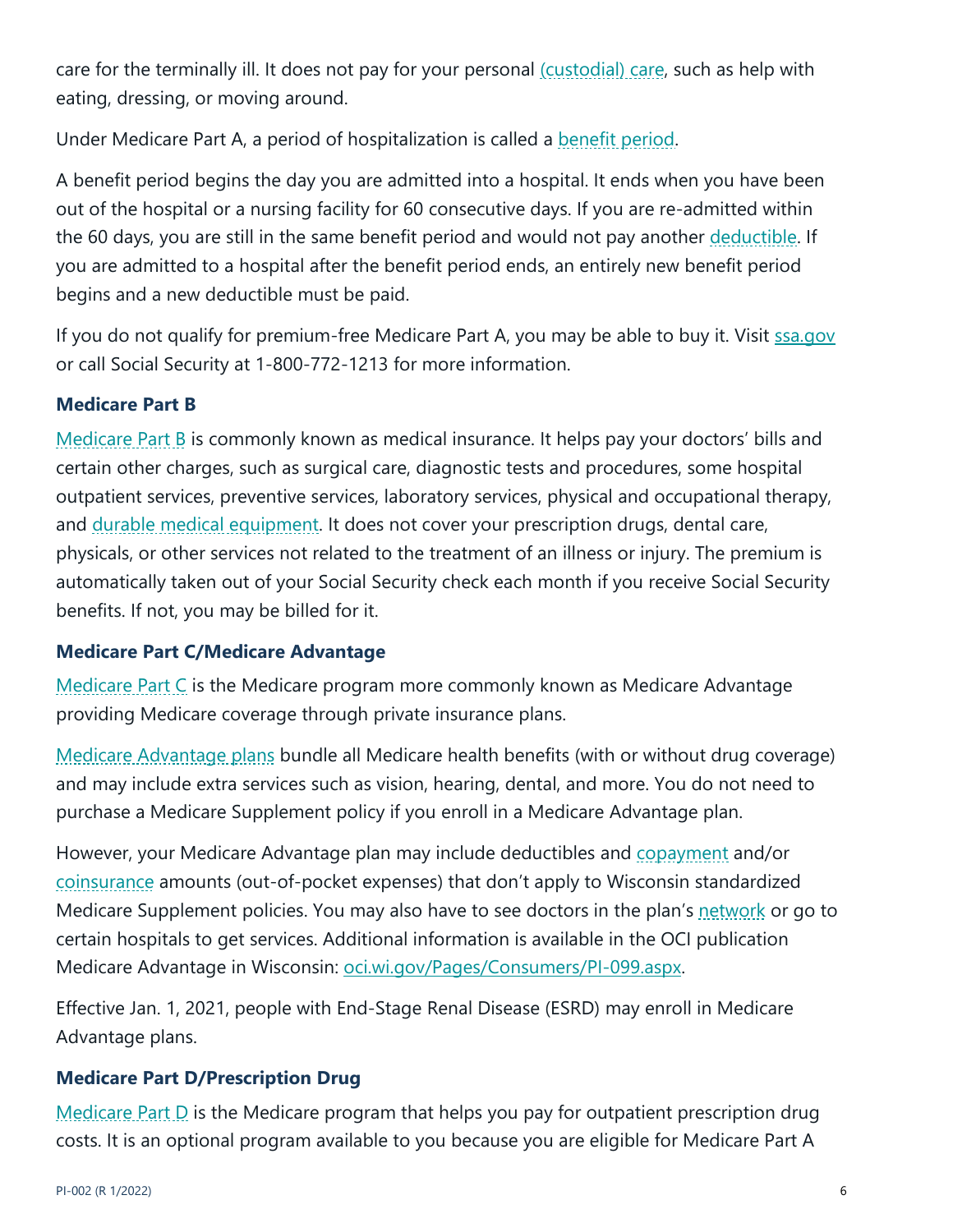care for the terminally ill. It does not pay for your personal (custodial) care, such as help with eating, dressing, or moving around.

Under Medicare Part A, a period of hospitalization is called a benefit period.

A benefit period begins the day you are admitted into a hospital. It ends when you have been out of the hospital or a nursing facility for 60 consecutive days. If you are re-admitted within the 60 days, you are still in the same benefit period and would not pay another deductible. If you are admitted to a hospital after the benefit period ends, an entirely new benefit period begins and a new deductible must be paid.

If you do not qualify for premium-free Medicare Part A, you may be able to buy it. Visit ssa.gov or call Social Security at 1-800-772-1213 for more information.

### Medicare Part B

Medicare Part B is commonly known as medical insurance. It helps pay your doctors' bills and certain other charges, such as surgical care, diagnostic tests and procedures, some hospital outpatient services, preventive services, laboratory services, physical and occupational therapy, and durable medical equipment. It does not cover your prescription drugs, dental care, physicals, or other services not related to the treatment of an illness or injury. The premium is automatically taken out of your Social Security check each month if you receive Social Security benefits. If not, you may be billed for it.

### Medicare Part C/Medicare Advantage

Medicare Part C is the Medicare program more commonly known as Medicare Advantage providing Medicare coverage through private insurance plans.

Medicare Advantage plans bundle all Medicare health benefits (with or without drug coverage) and may include extra services such as vision, hearing, dental, and more. You do not need to purchase a Medicare Supplement policy if you enroll in a Medicare Advantage plan.

However, your Medicare Advantage plan may include deductibles and copayment and/or coinsurance amounts (out-of-pocket expenses) that don't apply to Wisconsin standardized Medicare Supplement policies. You may also have to see doctors in the plan's network or go to certain hospitals to get services. Additional information is available in the OCI publication Medicare Advantage in Wisconsin: oci.wi.gov/Pages/Consumers/PI-099.aspx.

Effective Jan. 1, 2021, people with End-Stage Renal Disease (ESRD) may enroll in Medicare Advantage plans.

### Medicare Part D/Prescription Drug

Medicare Part D is the Medicare program that helps you pay for outpatient prescription drug costs. It is an optional program available to you because you are eligible for Medicare Part A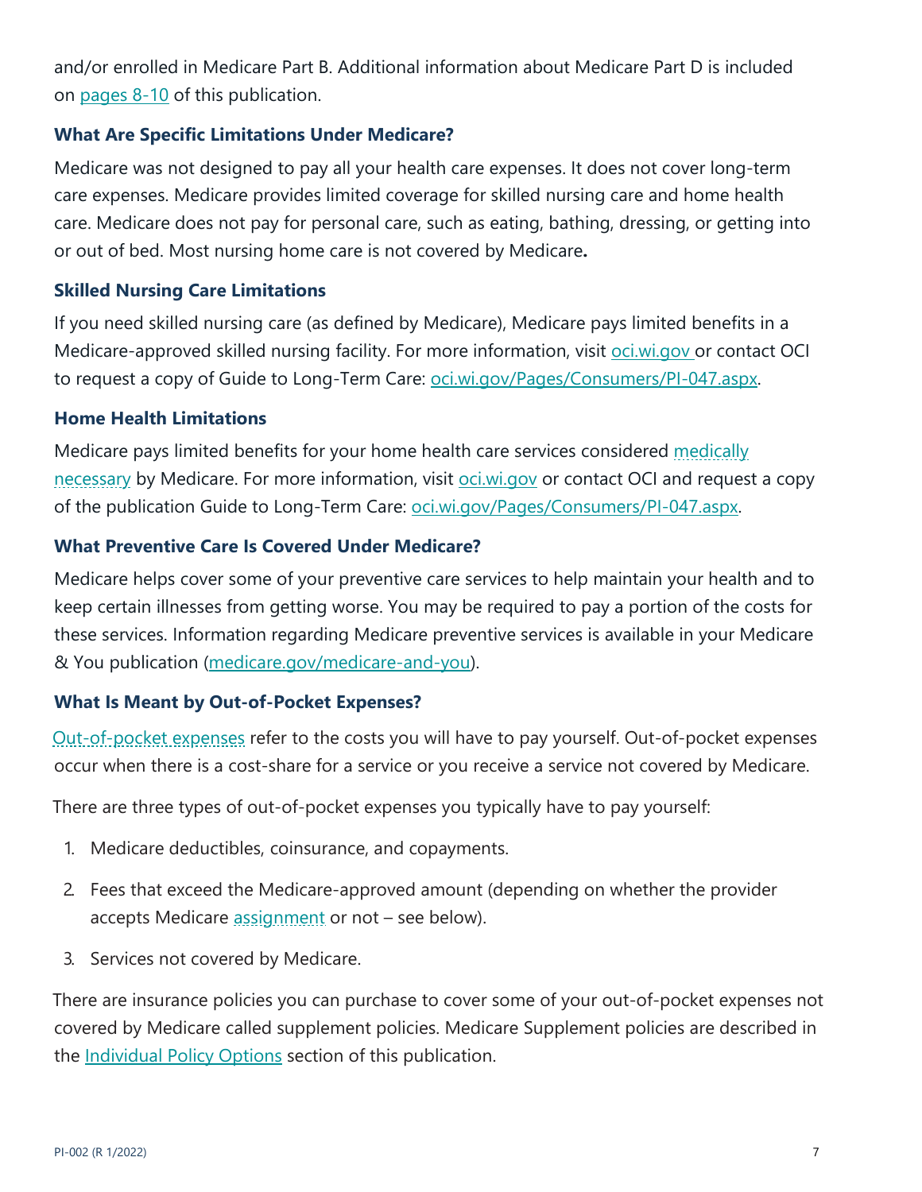and/or enrolled in Medicare Part B. Additional information about Medicare Part D is included on pages 8-10 of this publication.

### What Are Specific Limitations Under Medicare?

Medicare was not designed to pay all your health care expenses. It does not cover long-term care expenses. Medicare provides limited coverage for skilled nursing care and home health care. Medicare does not pay for personal care, such as eating, bathing, dressing, or getting into or out of bed. Most nursing home care is not covered by Medicare**.**

### Skilled Nursing Care Limitations

If you need skilled nursing care (as defined by Medicare), Medicare pays limited benefits in a Medicare-approved skilled nursing facility. For more information, visit oci.wi.gov or contact OCI to request a copy of Guide to Long-Term Care: oci.wi.gov/Pages/Consumers/PI-047.aspx.

### Home Health Limitations

Medicare pays limited benefits for your home health care services considered medically necessary by Medicare. For more information, visit oci.wi.gov or contact OCI and request a copy of the publication Guide to Long-Term Care: oci.wi.gov/Pages/Consumers/PI-047.aspx.

### What Preventive Care Is Covered Under Medicare?

Medicare helps cover some of your preventive care services to help maintain your health and to keep certain illnesses from getting worse. You may be required to pay a portion of the costs for these services. Information regarding Medicare preventive services is available in your Medicare & You publication (medicare.gov/medicare-and-you).

### What Is Meant by Out-of-Pocket Expenses?

Out-of-pocket expenses refer to the costs you will have to pay yourself. Out-of-pocket expenses occur when there is a cost-share for a service or you receive a service not covered by Medicare.

There are three types of out-of-pocket expenses you typically have to pay yourself:

1. Medicare deductibles, coinsurance, and copayments.
2. Fees that exceed the Medicare-approved amount (depending on whether the provider accepts Medicare assignment or not – see below).
3. Services not covered by Medicare.

There are insurance policies you can purchase to cover some of your out-of-pocket expenses not covered by Medicare called supplement policies. Medicare Supplement policies are described in the Individual Policy Options section of this publication.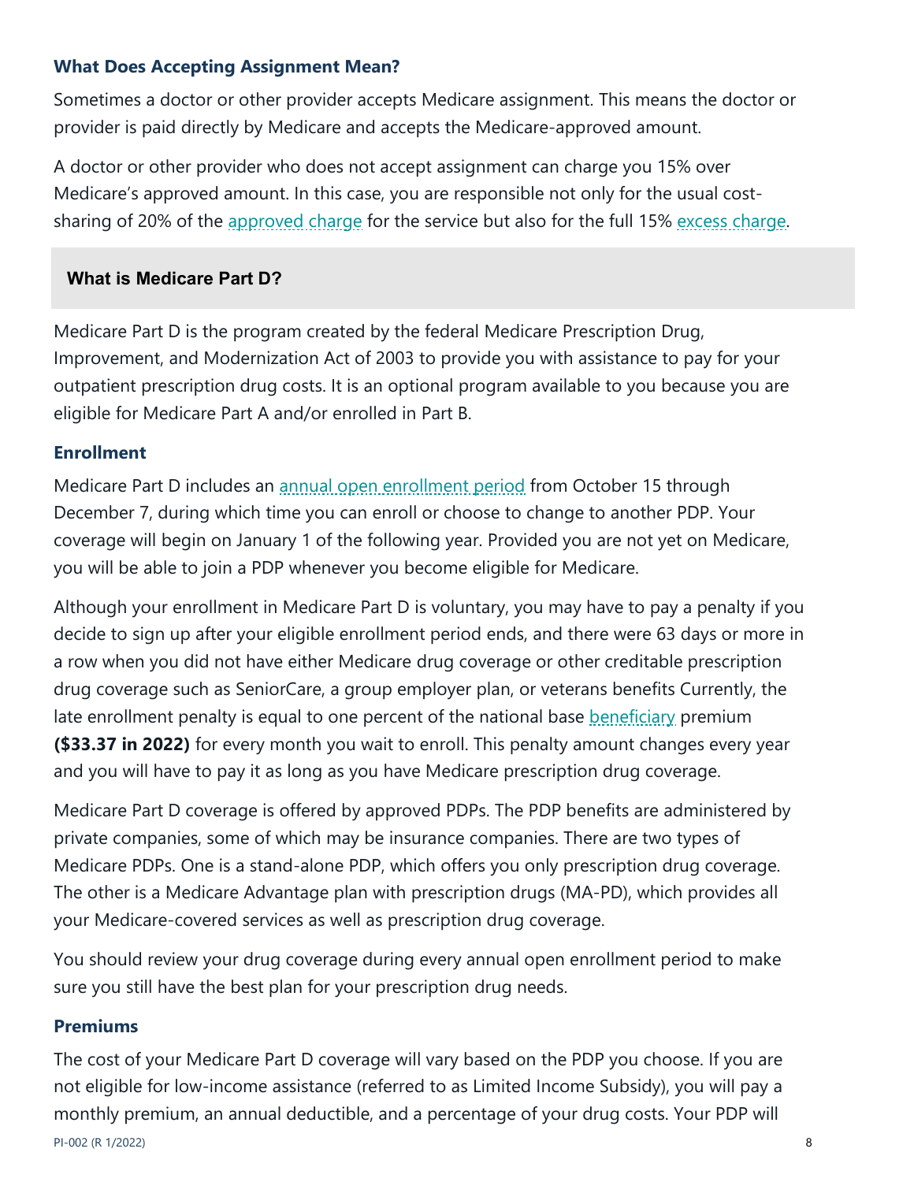### What Does Accepting Assignment Mean?

Sometimes a doctor or other provider accepts Medicare assignment. This means the doctor or provider is paid directly by Medicare and accepts the Medicare-approved amount.

A doctor or other provider who does not accept assignment can charge you 15% over Medicare's approved amount. In this case, you are responsible not only for the usual cost-sharing of 20% of the approved charge for the service but also for the full 15% excess charge.

## What is Medicare Part D?

Medicare Part D is the program created by the federal Medicare Prescription Drug, Improvement, and Modernization Act of 2003 to provide you with assistance to pay for your outpatient prescription drug costs. It is an optional program available to you because you are eligible for Medicare Part A and/or enrolled in Part B.

### Enrollment

Medicare Part D includes an annual open enrollment period from October 15 through December 7, during which time you can enroll or choose to change to another PDP. Your coverage will begin on January 1 of the following year. Provided you are not yet on Medicare, you will be able to join a PDP whenever you become eligible for Medicare.

Although your enrollment in Medicare Part D is voluntary, you may have to pay a penalty if you decide to sign up after your eligible enrollment period ends, and there were 63 days or more in a row when you did not have either Medicare drug coverage or other creditable prescription drug coverage such as SeniorCare, a group employer plan, or veterans benefits Currently, the late enrollment penalty is equal to one percent of the national base beneficiary premium **($33.37 in 2022)** for every month you wait to enroll. This penalty amount changes every year and you will have to pay it as long as you have Medicare prescription drug coverage.

Medicare Part D coverage is offered by approved PDPs. The PDP benefits are administered by private companies, some of which may be insurance companies. There are two types of Medicare PDPs. One is a stand-alone PDP, which offers you only prescription drug coverage. The other is a Medicare Advantage plan with prescription drugs (MA-PD), which provides all your Medicare-covered services as well as prescription drug coverage.

You should review your drug coverage during every annual open enrollment period to make sure you still have the best plan for your prescription drug needs.

### Premiums

The cost of your Medicare Part D coverage will vary based on the PDP you choose. If you are not eligible for low-income assistance (referred to as Limited Income Subsidy), you will pay a monthly premium, an annual deductible, and a percentage of your drug costs. Your PDP will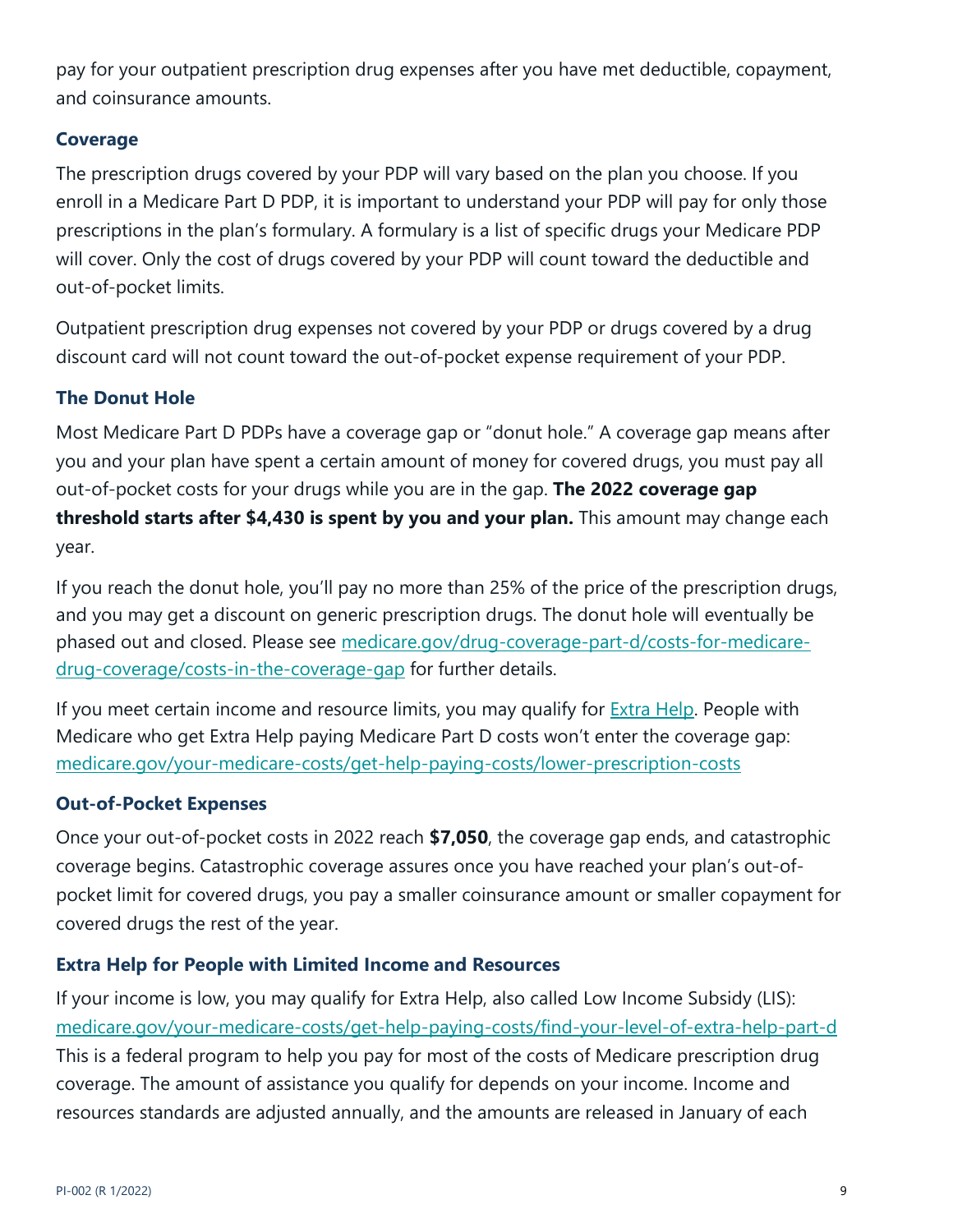pay for your outpatient prescription drug expenses after you have met deductible, copayment, and coinsurance amounts.

### Coverage

The prescription drugs covered by your PDP will vary based on the plan you choose. If you enroll in a Medicare Part D PDP, it is important to understand your PDP will pay for only those prescriptions in the plan's formulary. A formulary is a list of specific drugs your Medicare PDP will cover. Only the cost of drugs covered by your PDP will count toward the deductible and out-of-pocket limits.

Outpatient prescription drug expenses not covered by your PDP or drugs covered by a drug discount card will not count toward the out-of-pocket expense requirement of your PDP.

### The Donut Hole

Most Medicare Part D PDPs have a coverage gap or "donut hole." A coverage gap means after you and your plan have spent a certain amount of money for covered drugs, you must pay all out-of-pocket costs for your drugs while you are in the gap. **The 2022 coverage gap threshold starts after $4,430 is spent by you and your plan.** This amount may change each year.

If you reach the donut hole, you'll pay no more than 25% of the price of the prescription drugs, and you may get a discount on generic prescription drugs. The donut hole will eventually be phased out and closed. Please see medicare.gov/drug-coverage-part-d/costs-for-medicare-drug-coverage/costs-in-the-coverage-gap for further details.

If you meet certain income and resource limits, you may qualify for Extra Help. People with Medicare who get Extra Help paying Medicare Part D costs won't enter the coverage gap: medicare.gov/your-medicare-costs/get-help-paying-costs/lower-prescription-costs

### Out-of-Pocket Expenses

Once your out-of-pocket costs in 2022 reach **$7,050**, the coverage gap ends, and catastrophic coverage begins. Catastrophic coverage assures once you have reached your plan's out-of-pocket limit for covered drugs, you pay a smaller coinsurance amount or smaller copayment for covered drugs the rest of the year.

### Extra Help for People with Limited Income and Resources

If your income is low, you may qualify for Extra Help, also called Low Income Subsidy (LIS): medicare.gov/your-medicare-costs/get-help-paying-costs/find-your-level-of-extra-help-part-d This is a federal program to help you pay for most of the costs of Medicare prescription drug coverage. The amount of assistance you qualify for depends on your income. Income and resources standards are adjusted annually, and the amounts are released in January of each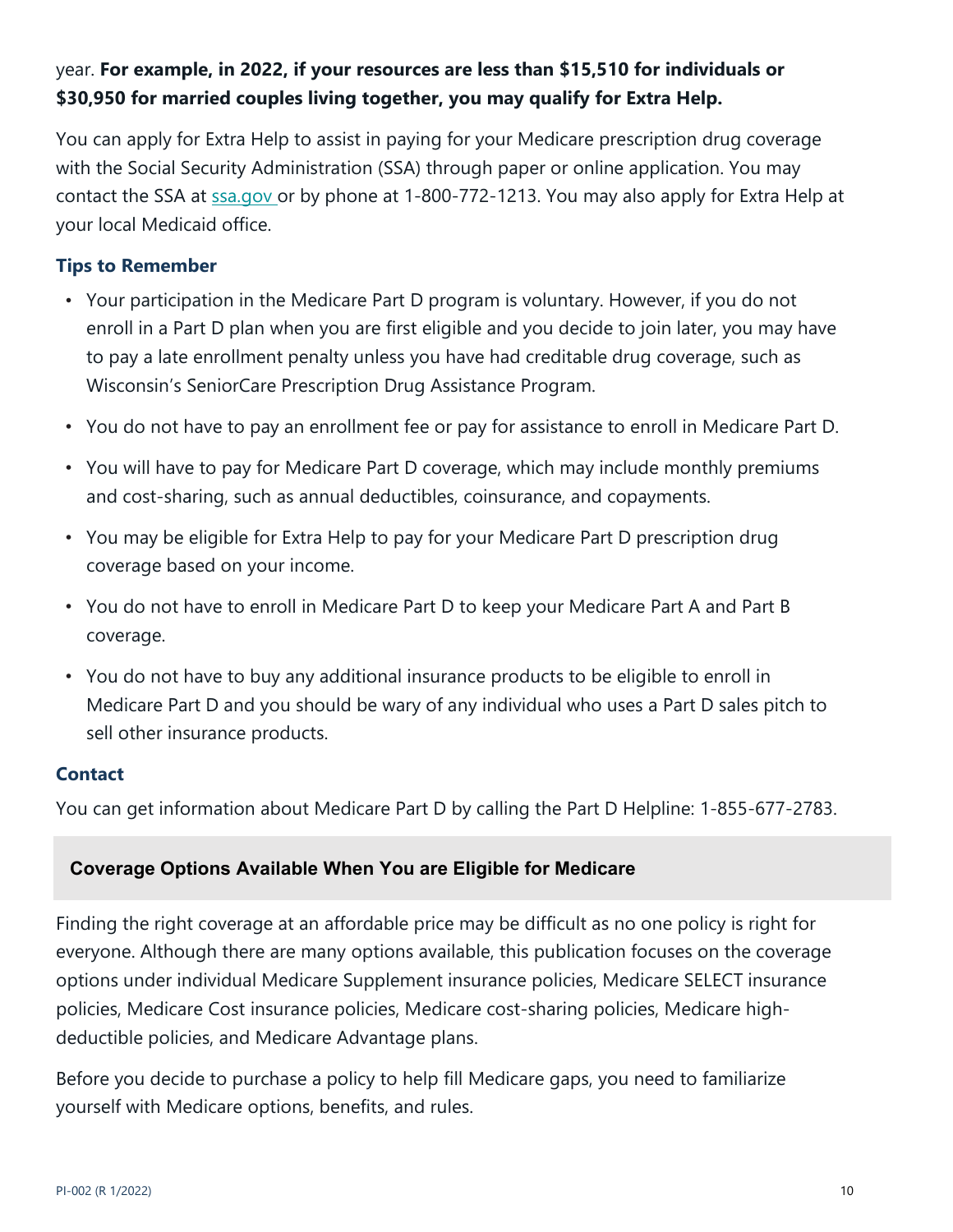year. **For example, in 2022, if your resources are less than $15,510 for individuals or $30,950 for married couples living together, you may qualify for Extra Help.**

You can apply for Extra Help to assist in paying for your Medicare prescription drug coverage with the Social Security Administration (SSA) through paper or online application. You may contact the SSA at [ssa.gov](https://ssa.gov) or by phone at 1-800-772-1213. You may also apply for Extra Help at your local Medicaid office.

### Tips to Remember

- Your participation in the Medicare Part D program is voluntary. However, if you do not enroll in a Part D plan when you are first eligible and you decide to join later, you may have to pay a late enrollment penalty unless you have had creditable drug coverage, such as Wisconsin's SeniorCare Prescription Drug Assistance Program.
- You do not have to pay an enrollment fee or pay for assistance to enroll in Medicare Part D.
- You will have to pay for Medicare Part D coverage, which may include monthly premiums and cost-sharing, such as annual deductibles, coinsurance, and copayments.
- You may be eligible for Extra Help to pay for your Medicare Part D prescription drug coverage based on your income.
- You do not have to enroll in Medicare Part D to keep your Medicare Part A and Part B coverage.
- You do not have to buy any additional insurance products to be eligible to enroll in Medicare Part D and you should be wary of any individual who uses a Part D sales pitch to sell other insurance products.

### Contact

You can get information about Medicare Part D by calling the Part D Helpline: 1-855-677-2783.

## Coverage Options Available When You are Eligible for Medicare

Finding the right coverage at an affordable price may be difficult as no one policy is right for everyone. Although there are many options available, this publication focuses on the coverage options under individual Medicare Supplement insurance policies, Medicare SELECT insurance policies, Medicare Cost insurance policies, Medicare cost-sharing policies, Medicare high-deductible policies, and Medicare Advantage plans.

Before you decide to purchase a policy to help fill Medicare gaps, you need to familiarize yourself with Medicare options, benefits, and rules.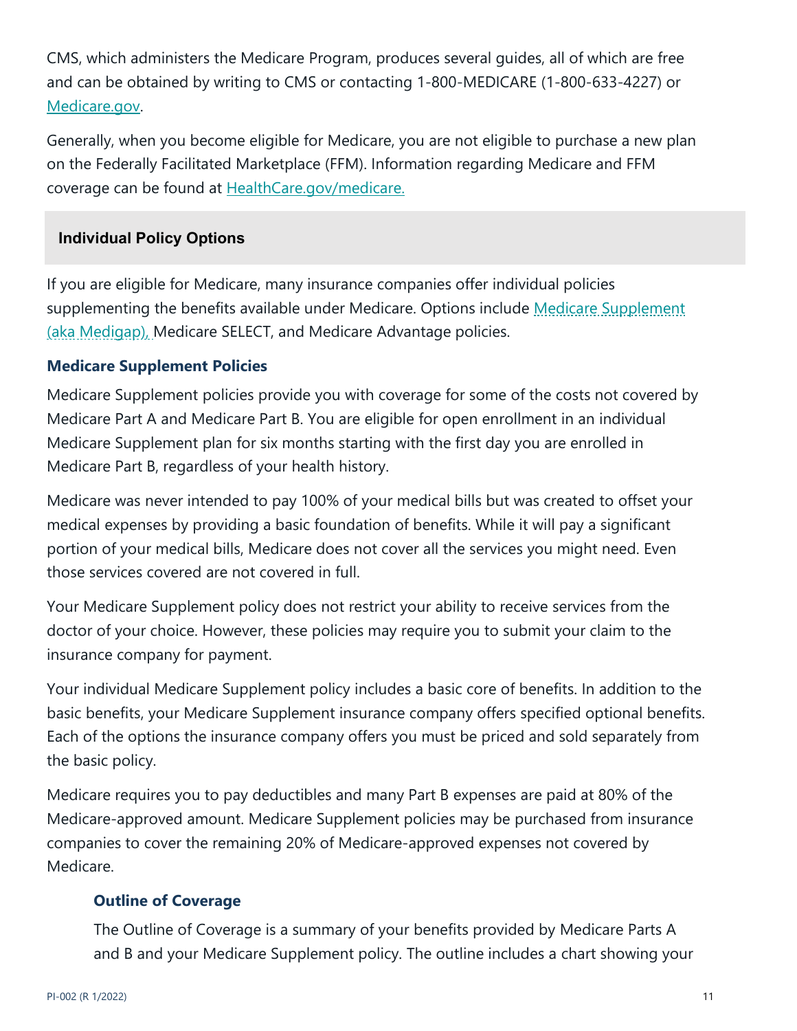CMS, which administers the Medicare Program, produces several guides, all of which are free and can be obtained by writing to CMS or contacting 1-800-MEDICARE (1-800-633-4227) or Medicare.gov.

Generally, when you become eligible for Medicare, you are not eligible to purchase a new plan on the Federally Facilitated Marketplace (FFM). Information regarding Medicare and FFM coverage can be found at HealthCare.gov/medicare.

## Individual Policy Options

If you are eligible for Medicare, many insurance companies offer individual policies supplementing the benefits available under Medicare. Options include Medicare Supplement (aka Medigap), Medicare SELECT, and Medicare Advantage policies.

### Medicare Supplement Policies

Medicare Supplement policies provide you with coverage for some of the costs not covered by Medicare Part A and Medicare Part B. You are eligible for open enrollment in an individual Medicare Supplement plan for six months starting with the first day you are enrolled in Medicare Part B, regardless of your health history.

Medicare was never intended to pay 100% of your medical bills but was created to offset your medical expenses by providing a basic foundation of benefits. While it will pay a significant portion of your medical bills, Medicare does not cover all the services you might need. Even those services covered are not covered in full.

Your Medicare Supplement policy does not restrict your ability to receive services from the doctor of your choice. However, these policies may require you to submit your claim to the insurance company for payment.

Your individual Medicare Supplement policy includes a basic core of benefits. In addition to the basic benefits, your Medicare Supplement insurance company offers specified optional benefits. Each of the options the insurance company offers you must be priced and sold separately from the basic policy.

Medicare requires you to pay deductibles and many Part B expenses are paid at 80% of the Medicare-approved amount. Medicare Supplement policies may be purchased from insurance companies to cover the remaining 20% of Medicare-approved expenses not covered by Medicare.

#### Outline of Coverage

The Outline of Coverage is a summary of your benefits provided by Medicare Parts A and B and your Medicare Supplement policy. The outline includes a chart showing your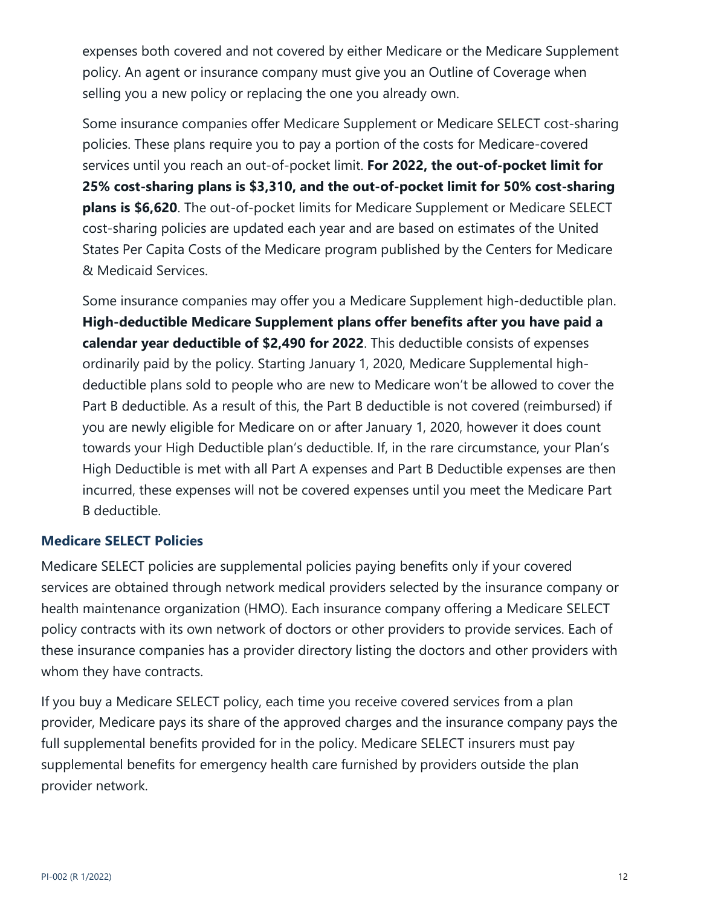expenses both covered and not covered by either Medicare or the Medicare Supplement policy. An agent or insurance company must give you an Outline of Coverage when selling you a new policy or replacing the one you already own.

Some insurance companies offer Medicare Supplement or Medicare SELECT cost-sharing policies. These plans require you to pay a portion of the costs for Medicare-covered services until you reach an out-of-pocket limit. **For 2022, the out-of-pocket limit for 25% cost-sharing plans is $3,310, and the out-of-pocket limit for 50% cost-sharing plans is $6,620**. The out-of-pocket limits for Medicare Supplement or Medicare SELECT cost-sharing policies are updated each year and are based on estimates of the United States Per Capita Costs of the Medicare program published by the Centers for Medicare & Medicaid Services.

Some insurance companies may offer you a Medicare Supplement high-deductible plan. **High-deductible Medicare Supplement plans offer benefits after you have paid a calendar year deductible of $2,490 for 2022**. This deductible consists of expenses ordinarily paid by the policy. Starting January 1, 2020, Medicare Supplemental high-deductible plans sold to people who are new to Medicare won't be allowed to cover the Part B deductible. As a result of this, the Part B deductible is not covered (reimbursed) if you are newly eligible for Medicare on or after January 1, 2020, however it does count towards your High Deductible plan's deductible. If, in the rare circumstance, your Plan's High Deductible is met with all Part A expenses and Part B Deductible expenses are then incurred, these expenses will not be covered expenses until you meet the Medicare Part B deductible.

### Medicare SELECT Policies

Medicare SELECT policies are supplemental policies paying benefits only if your covered services are obtained through network medical providers selected by the insurance company or health maintenance organization (HMO). Each insurance company offering a Medicare SELECT policy contracts with its own network of doctors or other providers to provide services. Each of these insurance companies has a provider directory listing the doctors and other providers with whom they have contracts.

If you buy a Medicare SELECT policy, each time you receive covered services from a plan provider, Medicare pays its share of the approved charges and the insurance company pays the full supplemental benefits provided for in the policy. Medicare SELECT insurers must pay supplemental benefits for emergency health care furnished by providers outside the plan provider network.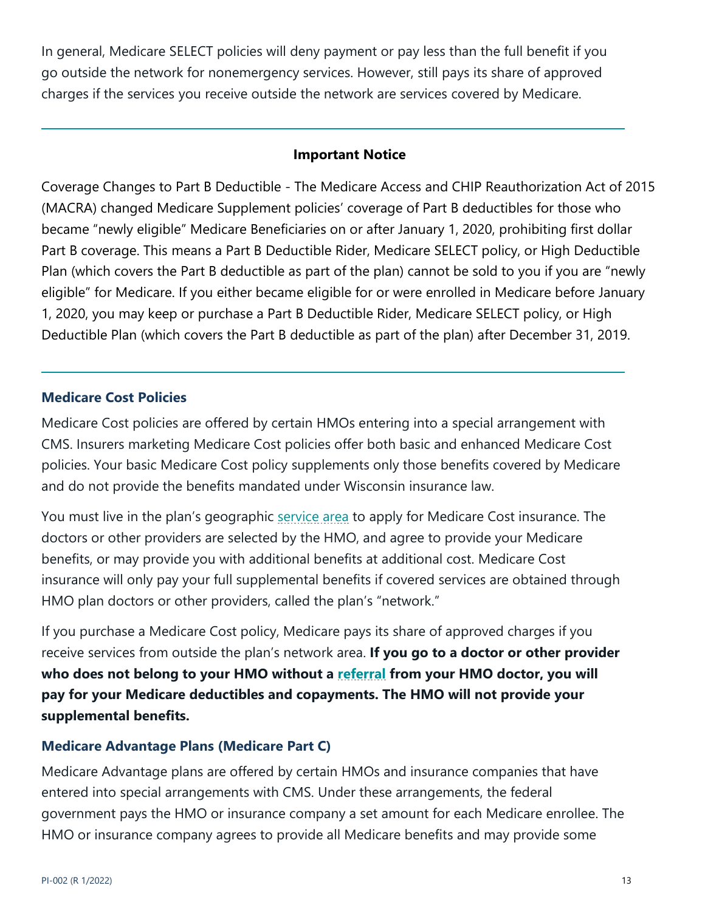In general, Medicare SELECT policies will deny payment or pay less than the full benefit if you go outside the network for nonemergency services. However, still pays its share of approved charges if the services you receive outside the network are services covered by Medicare.

---

**Important Notice**

Coverage Changes to Part B Deductible - The Medicare Access and CHIP Reauthorization Act of 2015 (MACRA) changed Medicare Supplement policies' coverage of Part B deductibles for those who became "newly eligible" Medicare Beneficiaries on or after January 1, 2020, prohibiting first dollar Part B coverage. This means a Part B Deductible Rider, Medicare SELECT policy, or High Deductible Plan (which covers the Part B deductible as part of the plan) cannot be sold to you if you are "newly eligible" for Medicare. If you either became eligible for or were enrolled in Medicare before January 1, 2020, you may keep or purchase a Part B Deductible Rider, Medicare SELECT policy, or High Deductible Plan (which covers the Part B deductible as part of the plan) after December 31, 2019.

---

### Medicare Cost Policies

Medicare Cost policies are offered by certain HMOs entering into a special arrangement with CMS. Insurers marketing Medicare Cost policies offer both basic and enhanced Medicare Cost policies. Your basic Medicare Cost policy supplements only those benefits covered by Medicare and do not provide the benefits mandated under Wisconsin insurance law.

You must live in the plan's geographic service area to apply for Medicare Cost insurance. The doctors or other providers are selected by the HMO, and agree to provide your Medicare benefits, or may provide you with additional benefits at additional cost. Medicare Cost insurance will only pay your full supplemental benefits if covered services are obtained through HMO plan doctors or other providers, called the plan's "network."

If you purchase a Medicare Cost policy, Medicare pays its share of approved charges if you receive services from outside the plan's network area. **If you go to a doctor or other provider who does not belong to your HMO without a referral from your HMO doctor, you will pay for your Medicare deductibles and copayments. The HMO will not provide your supplemental benefits.**

### Medicare Advantage Plans (Medicare Part C)

Medicare Advantage plans are offered by certain HMOs and insurance companies that have entered into special arrangements with CMS. Under these arrangements, the federal government pays the HMO or insurance company a set amount for each Medicare enrollee. The HMO or insurance company agrees to provide all Medicare benefits and may provide some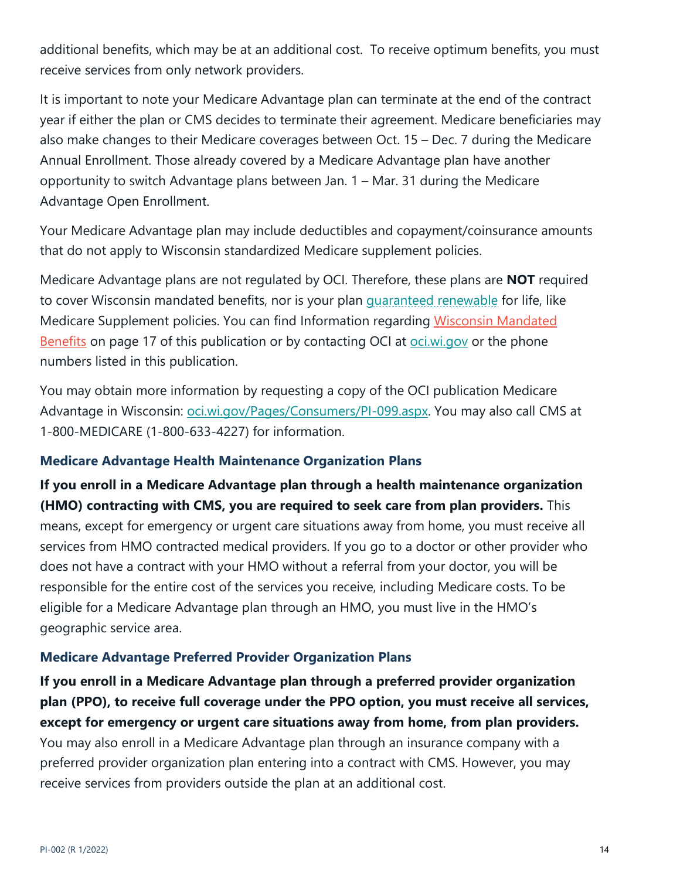additional benefits, which may be at an additional cost. To receive optimum benefits, you must receive services from only network providers.

It is important to note your Medicare Advantage plan can terminate at the end of the contract year if either the plan or CMS decides to terminate their agreement. Medicare beneficiaries may also make changes to their Medicare coverages between Oct. 15 – Dec. 7 during the Medicare Annual Enrollment. Those already covered by a Medicare Advantage plan have another opportunity to switch Advantage plans between Jan. 1 – Mar. 31 during the Medicare Advantage Open Enrollment.

Your Medicare Advantage plan may include deductibles and copayment/coinsurance amounts that do not apply to Wisconsin standardized Medicare supplement policies.

Medicare Advantage plans are not regulated by OCI. Therefore, these plans are **NOT** required to cover Wisconsin mandated benefits, nor is your plan guaranteed renewable for life, like Medicare Supplement policies. You can find Information regarding Wisconsin Mandated Benefits on page 17 of this publication or by contacting OCI at oci.wi.gov or the phone numbers listed in this publication.

You may obtain more information by requesting a copy of the OCI publication Medicare Advantage in Wisconsin: oci.wi.gov/Pages/Consumers/PI-099.aspx. You may also call CMS at 1-800-MEDICARE (1-800-633-4227) for information.

### Medicare Advantage Health Maintenance Organization Plans

**If you enroll in a Medicare Advantage plan through a health maintenance organization (HMO) contracting with CMS, you are required to seek care from plan providers.** This means, except for emergency or urgent care situations away from home, you must receive all services from HMO contracted medical providers. If you go to a doctor or other provider who does not have a contract with your HMO without a referral from your doctor, you will be responsible for the entire cost of the services you receive, including Medicare costs. To be eligible for a Medicare Advantage plan through an HMO, you must live in the HMO's geographic service area.

### Medicare Advantage Preferred Provider Organization Plans

**If you enroll in a Medicare Advantage plan through a preferred provider organization plan (PPO), to receive full coverage under the PPO option, you must receive all services, except for emergency or urgent care situations away from home, from plan providers.** You may also enroll in a Medicare Advantage plan through an insurance company with a preferred provider organization plan entering into a contract with CMS. However, you may receive services from providers outside the plan at an additional cost.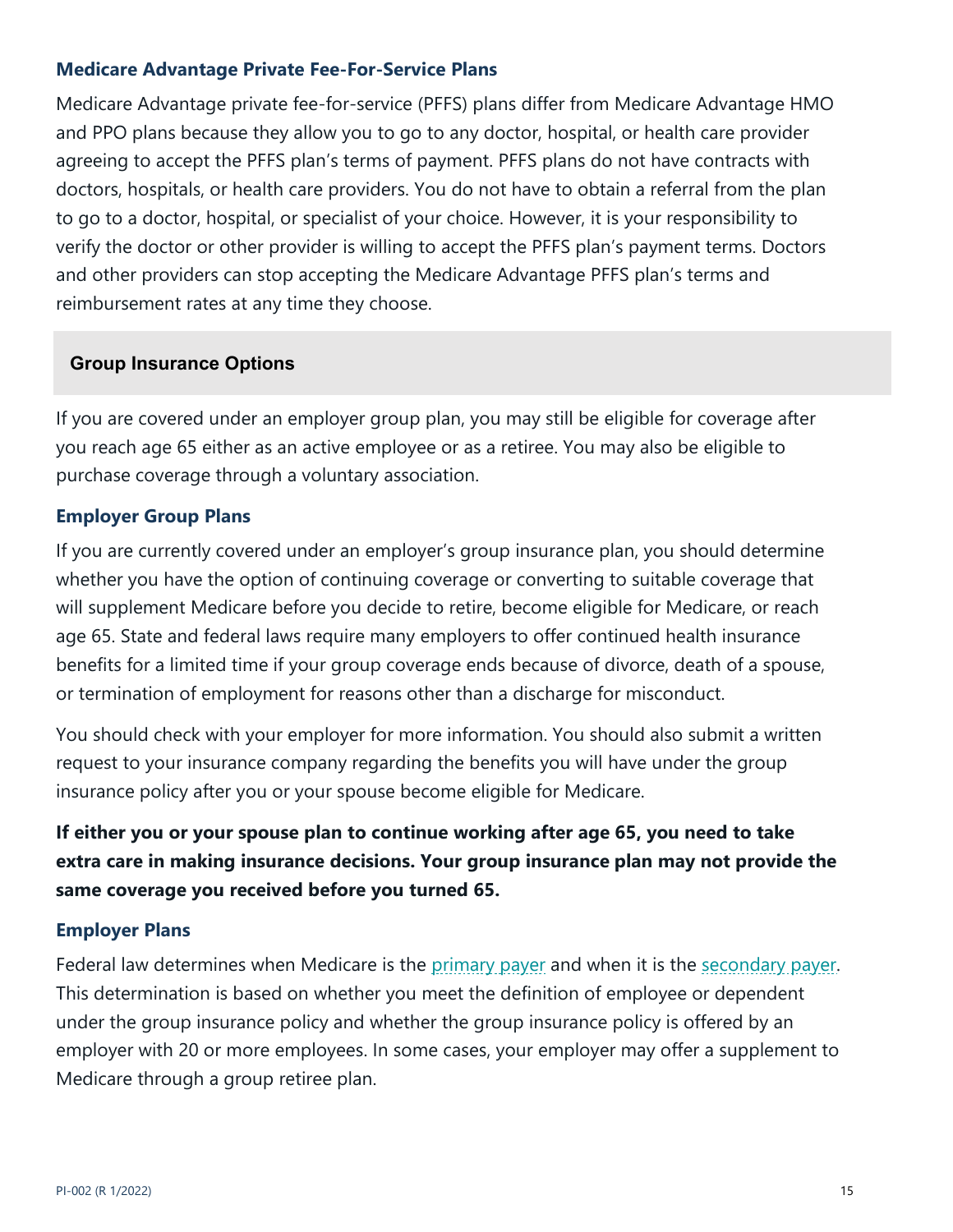### Medicare Advantage Private Fee-For-Service Plans

Medicare Advantage private fee-for-service (PFFS) plans differ from Medicare Advantage HMO and PPO plans because they allow you to go to any doctor, hospital, or health care provider agreeing to accept the PFFS plan's terms of payment. PFFS plans do not have contracts with doctors, hospitals, or health care providers. You do not have to obtain a referral from the plan to go to a doctor, hospital, or specialist of your choice. However, it is your responsibility to verify the doctor or other provider is willing to accept the PFFS plan's payment terms. Doctors and other providers can stop accepting the Medicare Advantage PFFS plan's terms and reimbursement rates at any time they choose.

## Group Insurance Options

If you are covered under an employer group plan, you may still be eligible for coverage after you reach age 65 either as an active employee or as a retiree. You may also be eligible to purchase coverage through a voluntary association.

### Employer Group Plans

If you are currently covered under an employer's group insurance plan, you should determine whether you have the option of continuing coverage or converting to suitable coverage that will supplement Medicare before you decide to retire, become eligible for Medicare, or reach age 65. State and federal laws require many employers to offer continued health insurance benefits for a limited time if your group coverage ends because of divorce, death of a spouse, or termination of employment for reasons other than a discharge for misconduct.

You should check with your employer for more information. You should also submit a written request to your insurance company regarding the benefits you will have under the group insurance policy after you or your spouse become eligible for Medicare.

**If either you or your spouse plan to continue working after age 65, you need to take extra care in making insurance decisions. Your group insurance plan may not provide the same coverage you received before you turned 65.**

### Employer Plans

Federal law determines when Medicare is the primary payer and when it is the secondary payer. This determination is based on whether you meet the definition of employee or dependent under the group insurance policy and whether the group insurance policy is offered by an employer with 20 or more employees. In some cases, your employer may offer a supplement to Medicare through a group retiree plan.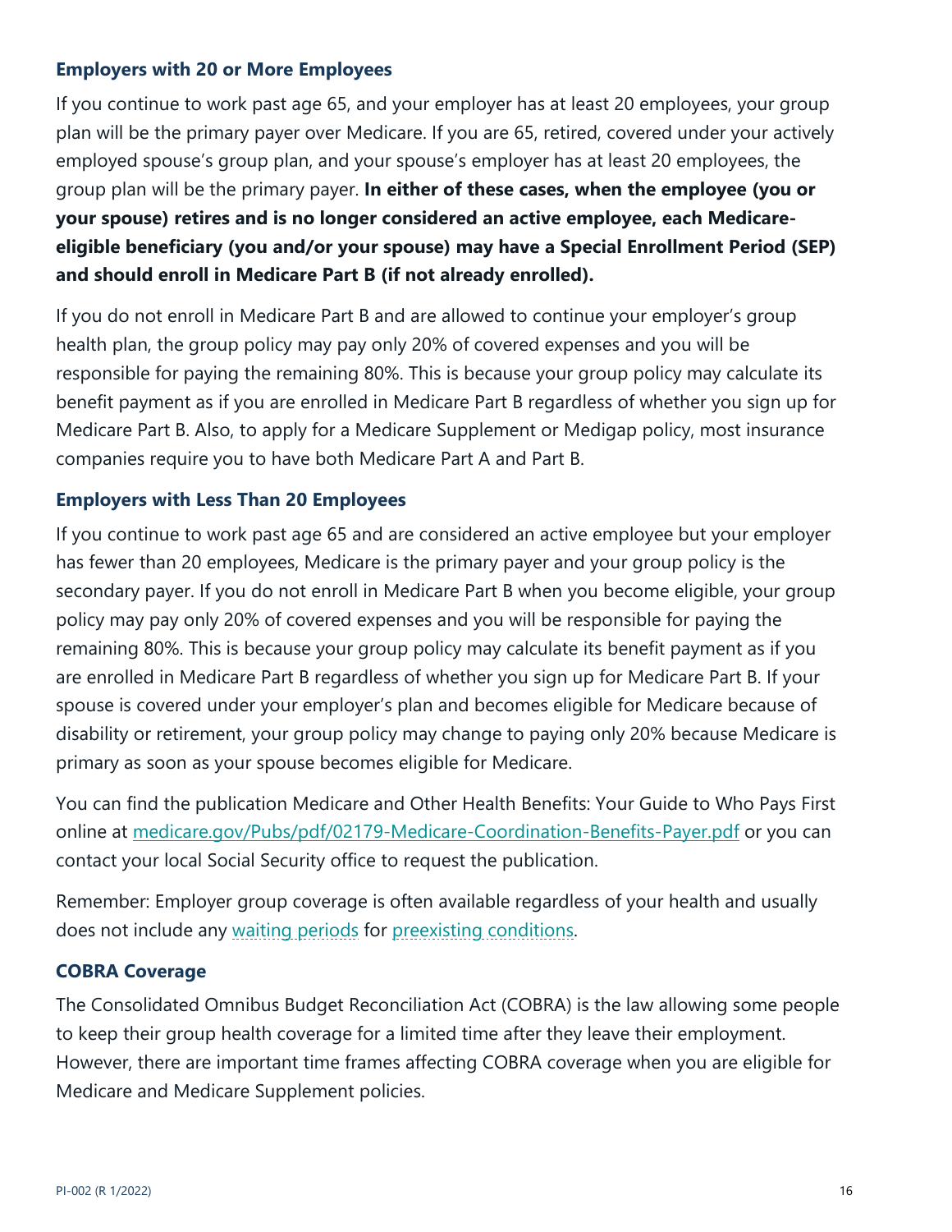### Employers with 20 or More Employees

If you continue to work past age 65, and your employer has at least 20 employees, your group plan will be the primary payer over Medicare. If you are 65, retired, covered under your actively employed spouse's group plan, and your spouse's employer has at least 20 employees, the group plan will be the primary payer. **In either of these cases, when the employee (you or your spouse) retires and is no longer considered an active employee, each Medicare-eligible beneficiary (you and/or your spouse) may have a Special Enrollment Period (SEP) and should enroll in Medicare Part B (if not already enrolled).**

If you do not enroll in Medicare Part B and are allowed to continue your employer's group health plan, the group policy may pay only 20% of covered expenses and you will be responsible for paying the remaining 80%. This is because your group policy may calculate its benefit payment as if you are enrolled in Medicare Part B regardless of whether you sign up for Medicare Part B. Also, to apply for a Medicare Supplement or Medigap policy, most insurance companies require you to have both Medicare Part A and Part B.

### Employers with Less Than 20 Employees

If you continue to work past age 65 and are considered an active employee but your employer has fewer than 20 employees, Medicare is the primary payer and your group policy is the secondary payer. If you do not enroll in Medicare Part B when you become eligible, your group policy may pay only 20% of covered expenses and you will be responsible for paying the remaining 80%. This is because your group policy may calculate its benefit payment as if you are enrolled in Medicare Part B regardless of whether you sign up for Medicare Part B. If your spouse is covered under your employer's plan and becomes eligible for Medicare because of disability or retirement, your group policy may change to paying only 20% because Medicare is primary as soon as your spouse becomes eligible for Medicare.

You can find the publication Medicare and Other Health Benefits: Your Guide to Who Pays First online at medicare.gov/Pubs/pdf/02179-Medicare-Coordination-Benefits-Payer.pdf or you can contact your local Social Security office to request the publication.

Remember: Employer group coverage is often available regardless of your health and usually does not include any waiting periods for preexisting conditions.

### COBRA Coverage

The Consolidated Omnibus Budget Reconciliation Act (COBRA) is the law allowing some people to keep their group health coverage for a limited time after they leave their employment. However, there are important time frames affecting COBRA coverage when you are eligible for Medicare and Medicare Supplement policies.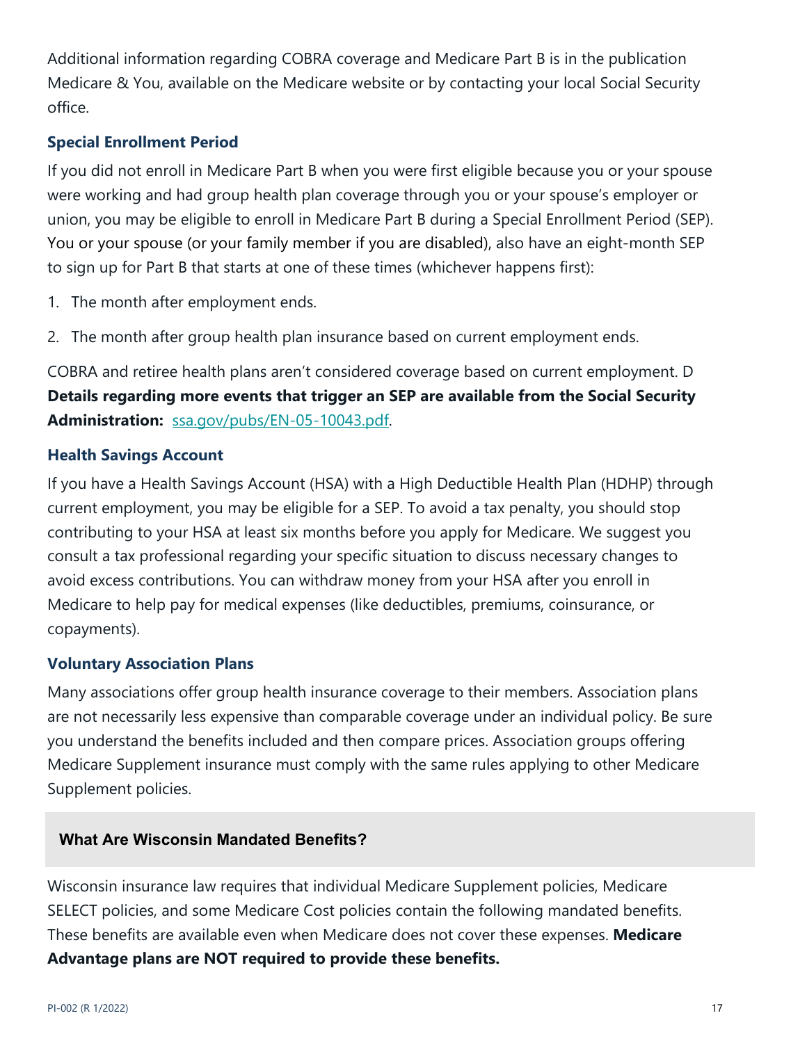Additional information regarding COBRA coverage and Medicare Part B is in the publication Medicare & You, available on the Medicare website or by contacting your local Social Security office.

### Special Enrollment Period

If you did not enroll in Medicare Part B when you were first eligible because you or your spouse were working and had group health plan coverage through you or your spouse's employer or union, you may be eligible to enroll in Medicare Part B during a Special Enrollment Period (SEP). You or your spouse (or your family member if you are disabled), also have an eight-month SEP to sign up for Part B that starts at one of these times (whichever happens first):

1. The month after employment ends.
2. The month after group health plan insurance based on current employment ends.

COBRA and retiree health plans aren't considered coverage based on current employment. D **Details regarding more events that trigger an SEP are available from the Social Security Administration:** ssa.gov/pubs/EN-05-10043.pdf.

### Health Savings Account

If you have a Health Savings Account (HSA) with a High Deductible Health Plan (HDHP) through current employment, you may be eligible for a SEP. To avoid a tax penalty, you should stop contributing to your HSA at least six months before you apply for Medicare. We suggest you consult a tax professional regarding your specific situation to discuss necessary changes to avoid excess contributions. You can withdraw money from your HSA after you enroll in Medicare to help pay for medical expenses (like deductibles, premiums, coinsurance, or copayments).

### Voluntary Association Plans

Many associations offer group health insurance coverage to their members. Association plans are not necessarily less expensive than comparable coverage under an individual policy. Be sure you understand the benefits included and then compare prices. Association groups offering Medicare Supplement insurance must comply with the same rules applying to other Medicare Supplement policies.

## What Are Wisconsin Mandated Benefits?

Wisconsin insurance law requires that individual Medicare Supplement policies, Medicare SELECT policies, and some Medicare Cost policies contain the following mandated benefits. These benefits are available even when Medicare does not cover these expenses. **Medicare Advantage plans are NOT required to provide these benefits.**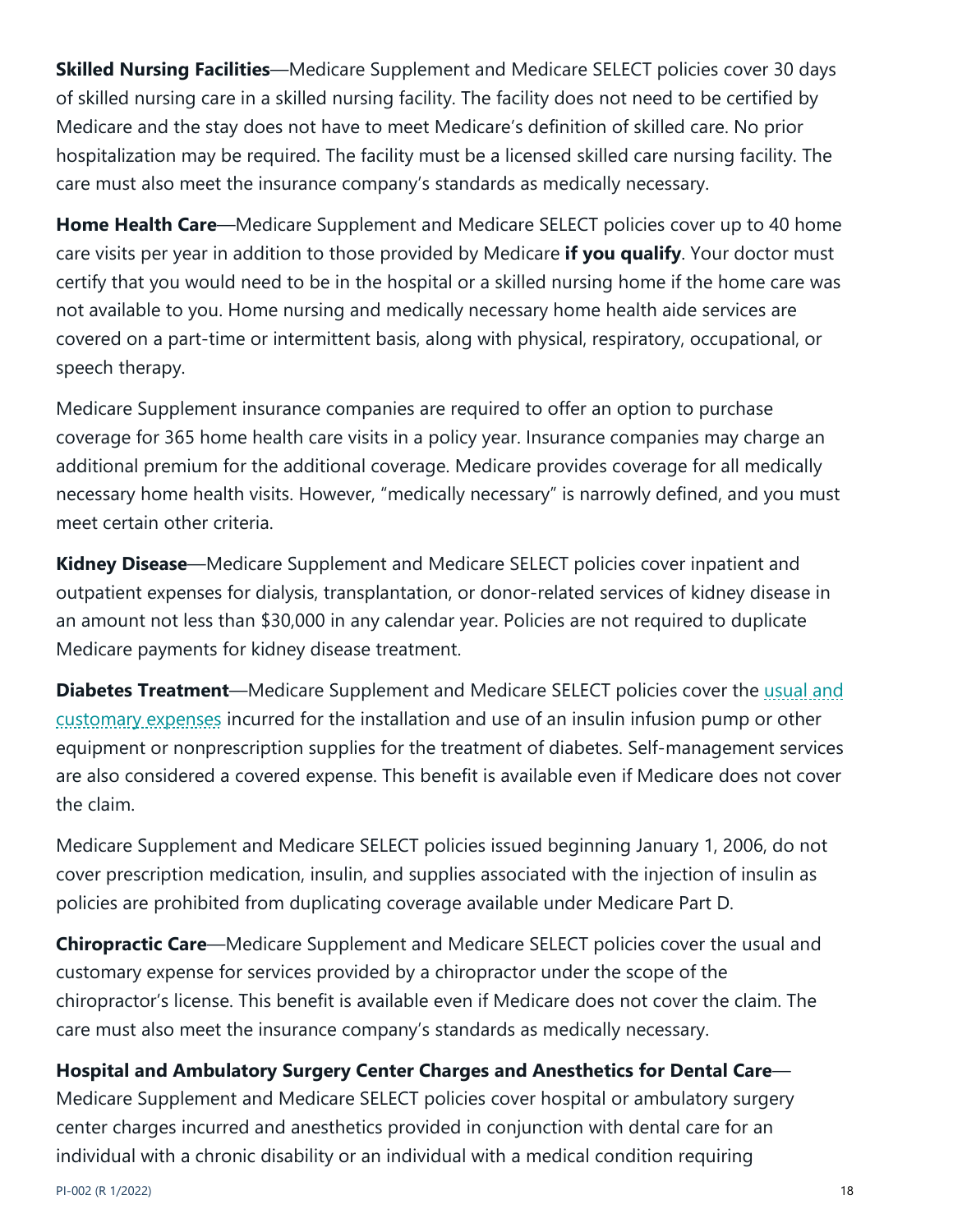**Skilled Nursing Facilities**—Medicare Supplement and Medicare SELECT policies cover 30 days of skilled nursing care in a skilled nursing facility. The facility does not need to be certified by Medicare and the stay does not have to meet Medicare's definition of skilled care. No prior hospitalization may be required. The facility must be a licensed skilled care nursing facility. The care must also meet the insurance company's standards as medically necessary.

**Home Health Care**—Medicare Supplement and Medicare SELECT policies cover up to 40 home care visits per year in addition to those provided by Medicare **if you qualify**. Your doctor must certify that you would need to be in the hospital or a skilled nursing home if the home care was not available to you. Home nursing and medically necessary home health aide services are covered on a part-time or intermittent basis, along with physical, respiratory, occupational, or speech therapy.

Medicare Supplement insurance companies are required to offer an option to purchase coverage for 365 home health care visits in a policy year. Insurance companies may charge an additional premium for the additional coverage. Medicare provides coverage for all medically necessary home health visits. However, "medically necessary" is narrowly defined, and you must meet certain other criteria.

**Kidney Disease**—Medicare Supplement and Medicare SELECT policies cover inpatient and outpatient expenses for dialysis, transplantation, or donor-related services of kidney disease in an amount not less than $30,000 in any calendar year. Policies are not required to duplicate Medicare payments for kidney disease treatment.

**Diabetes Treatment**—Medicare Supplement and Medicare SELECT policies cover the usual and customary expenses incurred for the installation and use of an insulin infusion pump or other equipment or nonprescription supplies for the treatment of diabetes. Self-management services are also considered a covered expense. This benefit is available even if Medicare does not cover the claim.

Medicare Supplement and Medicare SELECT policies issued beginning January 1, 2006, do not cover prescription medication, insulin, and supplies associated with the injection of insulin as policies are prohibited from duplicating coverage available under Medicare Part D.

**Chiropractic Care**—Medicare Supplement and Medicare SELECT policies cover the usual and customary expense for services provided by a chiropractor under the scope of the chiropractor's license. This benefit is available even if Medicare does not cover the claim. The care must also meet the insurance company's standards as medically necessary.

**Hospital and Ambulatory Surgery Center Charges and Anesthetics for Dental Care**—Medicare Supplement and Medicare SELECT policies cover hospital or ambulatory surgery center charges incurred and anesthetics provided in conjunction with dental care for an individual with a chronic disability or an individual with a medical condition requiring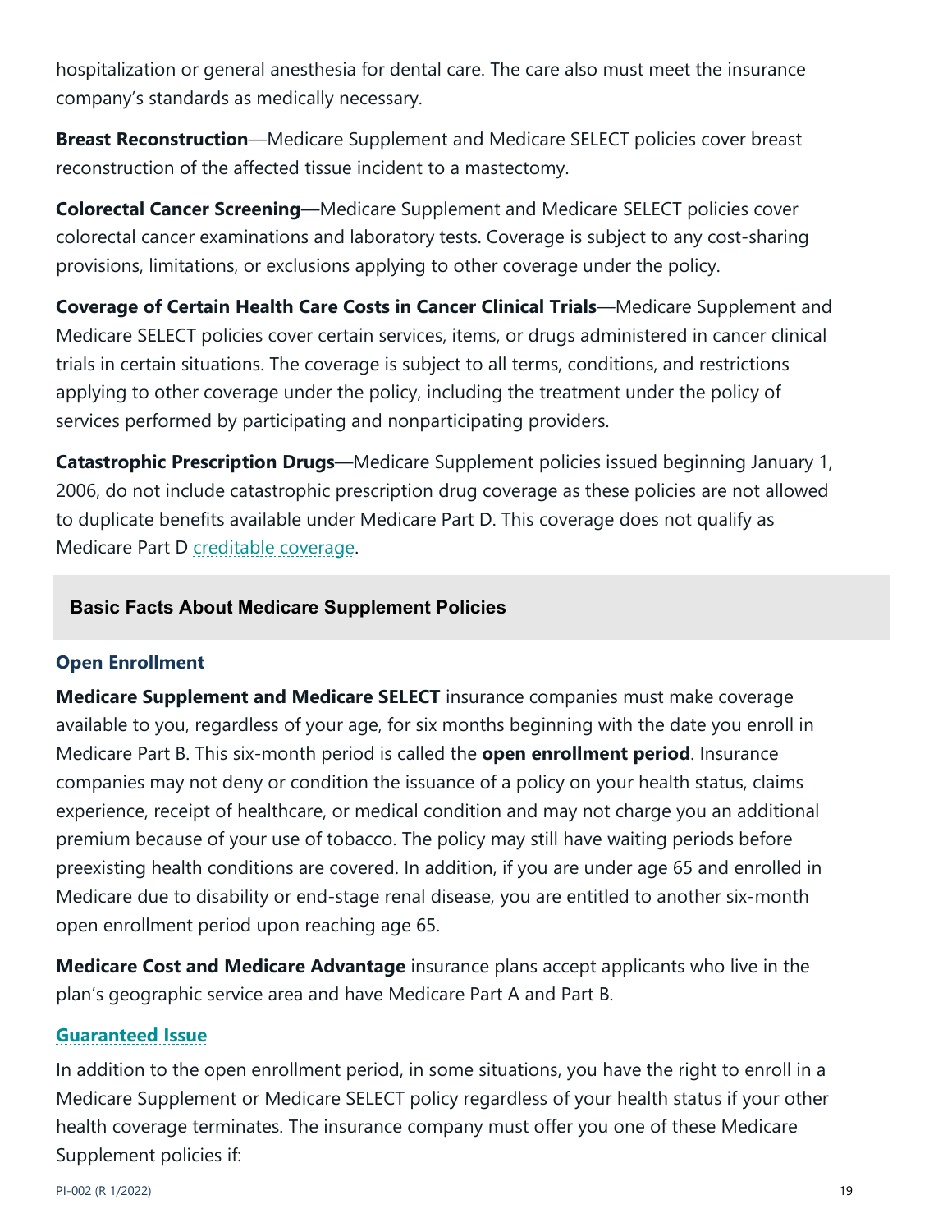hospitalization or general anesthesia for dental care. The care also must meet the insurance company's standards as medically necessary.

**Breast Reconstruction**—Medicare Supplement and Medicare SELECT policies cover breast reconstruction of the affected tissue incident to a mastectomy.

**Colorectal Cancer Screening**—Medicare Supplement and Medicare SELECT policies cover colorectal cancer examinations and laboratory tests. Coverage is subject to any cost-sharing provisions, limitations, or exclusions applying to other coverage under the policy.

**Coverage of Certain Health Care Costs in Cancer Clinical Trials**—Medicare Supplement and Medicare SELECT policies cover certain services, items, or drugs administered in cancer clinical trials in certain situations. The coverage is subject to all terms, conditions, and restrictions applying to other coverage under the policy, including the treatment under the policy of services performed by participating and nonparticipating providers.

**Catastrophic Prescription Drugs**—Medicare Supplement policies issued beginning January 1, 2006, do not include catastrophic prescription drug coverage as these policies are not allowed to duplicate benefits available under Medicare Part D. This coverage does not qualify as Medicare Part D creditable coverage.

## Basic Facts About Medicare Supplement Policies

### Open Enrollment

**Medicare Supplement and Medicare SELECT** insurance companies must make coverage available to you, regardless of your age, for six months beginning with the date you enroll in Medicare Part B. This six-month period is called the **open enrollment period**. Insurance companies may not deny or condition the issuance of a policy on your health status, claims experience, receipt of healthcare, or medical condition and may not charge you an additional premium because of your use of tobacco. The policy may still have waiting periods before preexisting health conditions are covered. In addition, if you are under age 65 and enrolled in Medicare due to disability or end-stage renal disease, you are entitled to another six-month open enrollment period upon reaching age 65.

**Medicare Cost and Medicare Advantage** insurance plans accept applicants who live in the plan's geographic service area and have Medicare Part A and Part B.

### Guaranteed Issue

In addition to the open enrollment period, in some situations, you have the right to enroll in a Medicare Supplement or Medicare SELECT policy regardless of your health status if your other health coverage terminates. The insurance company must offer you one of these Medicare Supplement policies if: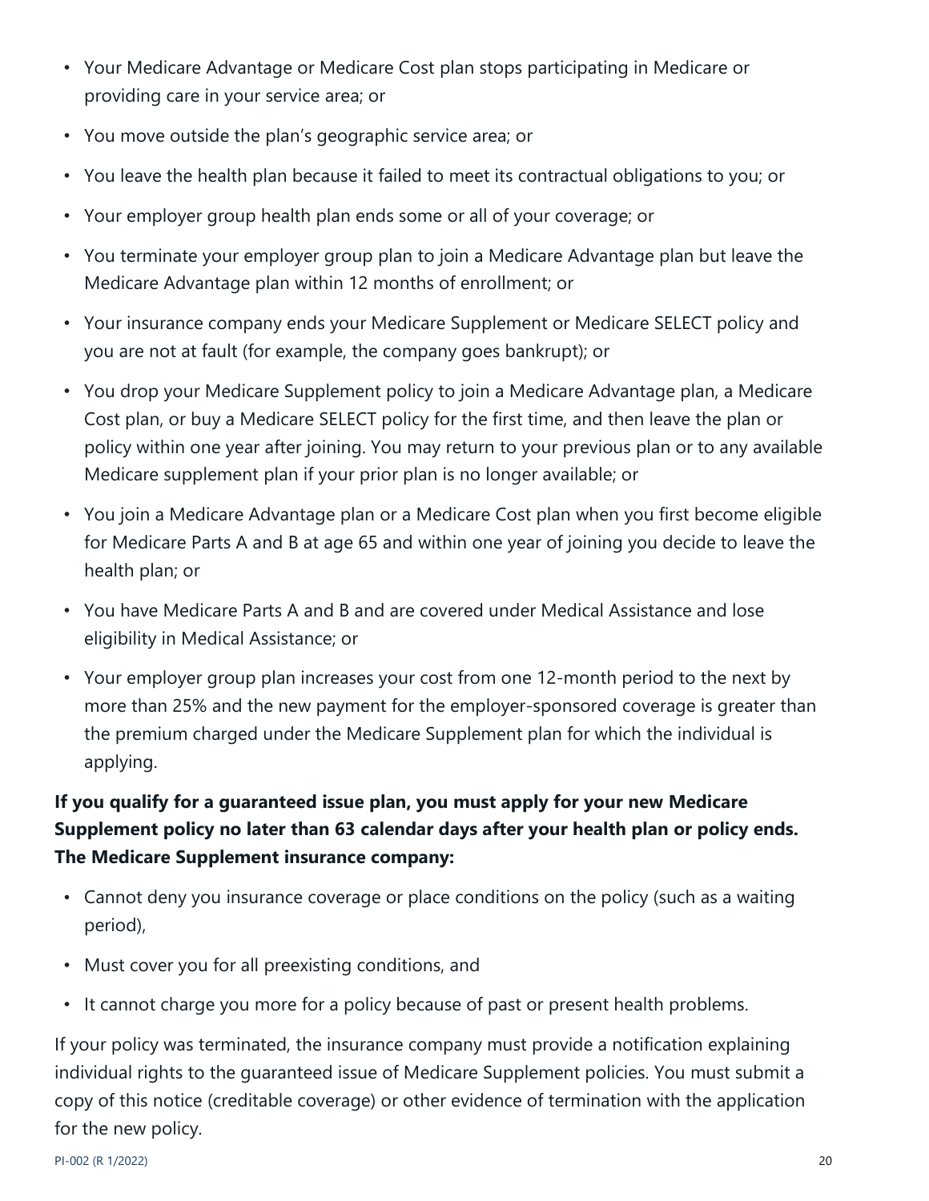- Your Medicare Advantage or Medicare Cost plan stops participating in Medicare or providing care in your service area; or
- You move outside the plan's geographic service area; or
- You leave the health plan because it failed to meet its contractual obligations to you; or
- Your employer group health plan ends some or all of your coverage; or
- You terminate your employer group plan to join a Medicare Advantage plan but leave the Medicare Advantage plan within 12 months of enrollment; or
- Your insurance company ends your Medicare Supplement or Medicare SELECT policy and you are not at fault (for example, the company goes bankrupt); or
- You drop your Medicare Supplement policy to join a Medicare Advantage plan, a Medicare Cost plan, or buy a Medicare SELECT policy for the first time, and then leave the plan or policy within one year after joining. You may return to your previous plan or to any available Medicare supplement plan if your prior plan is no longer available; or
- You join a Medicare Advantage plan or a Medicare Cost plan when you first become eligible for Medicare Parts A and B at age 65 and within one year of joining you decide to leave the health plan; or
- You have Medicare Parts A and B and are covered under Medical Assistance and lose eligibility in Medical Assistance; or
- Your employer group plan increases your cost from one 12-month period to the next by more than 25% and the new payment for the employer-sponsored coverage is greater than the premium charged under the Medicare Supplement plan for which the individual is applying.

**If you qualify for a guaranteed issue plan, you must apply for your new Medicare Supplement policy no later than 63 calendar days after your health plan or policy ends. The Medicare Supplement insurance company:**

- Cannot deny you insurance coverage or place conditions on the policy (such as a waiting period),
- Must cover you for all preexisting conditions, and
- It cannot charge you more for a policy because of past or present health problems.

If your policy was terminated, the insurance company must provide a notification explaining individual rights to the guaranteed issue of Medicare Supplement policies. You must submit a copy of this notice (creditable coverage) or other evidence of termination with the application for the new policy.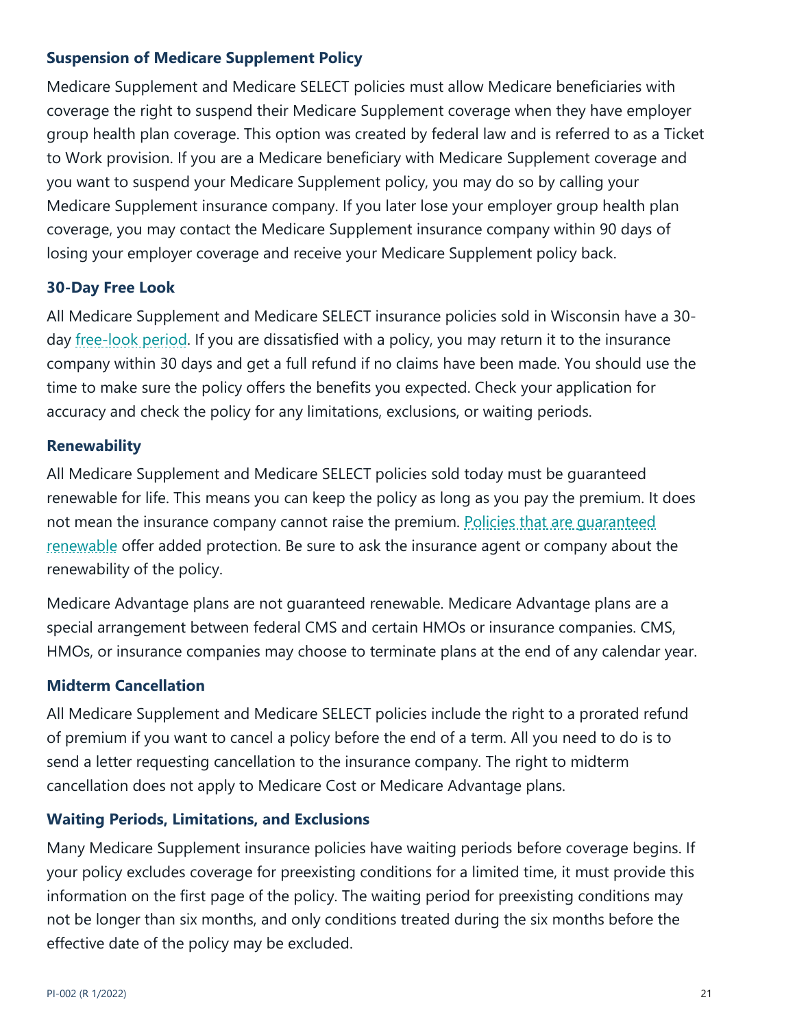### Suspension of Medicare Supplement Policy

Medicare Supplement and Medicare SELECT policies must allow Medicare beneficiaries with coverage the right to suspend their Medicare Supplement coverage when they have employer group health plan coverage. This option was created by federal law and is referred to as a Ticket to Work provision. If you are a Medicare beneficiary with Medicare Supplement coverage and you want to suspend your Medicare Supplement policy, you may do so by calling your Medicare Supplement insurance company. If you later lose your employer group health plan coverage, you may contact the Medicare Supplement insurance company within 90 days of losing your employer coverage and receive your Medicare Supplement policy back.

### 30-Day Free Look

All Medicare Supplement and Medicare SELECT insurance policies sold in Wisconsin have a 30-day free-look period. If you are dissatisfied with a policy, you may return it to the insurance company within 30 days and get a full refund if no claims have been made. You should use the time to make sure the policy offers the benefits you expected. Check your application for accuracy and check the policy for any limitations, exclusions, or waiting periods.

### Renewability

All Medicare Supplement and Medicare SELECT policies sold today must be guaranteed renewable for life. This means you can keep the policy as long as you pay the premium. It does not mean the insurance company cannot raise the premium. Policies that are guaranteed renewable offer added protection. Be sure to ask the insurance agent or company about the renewability of the policy.

Medicare Advantage plans are not guaranteed renewable. Medicare Advantage plans are a special arrangement between federal CMS and certain HMOs or insurance companies. CMS, HMOs, or insurance companies may choose to terminate plans at the end of any calendar year.

### Midterm Cancellation

All Medicare Supplement and Medicare SELECT policies include the right to a prorated refund of premium if you want to cancel a policy before the end of a term. All you need to do is to send a letter requesting cancellation to the insurance company. The right to midterm cancellation does not apply to Medicare Cost or Medicare Advantage plans.

### Waiting Periods, Limitations, and Exclusions

Many Medicare Supplement insurance policies have waiting periods before coverage begins. If your policy excludes coverage for preexisting conditions for a limited time, it must provide this information on the first page of the policy. The waiting period for preexisting conditions may not be longer than six months, and only conditions treated during the six months before the effective date of the policy may be excluded.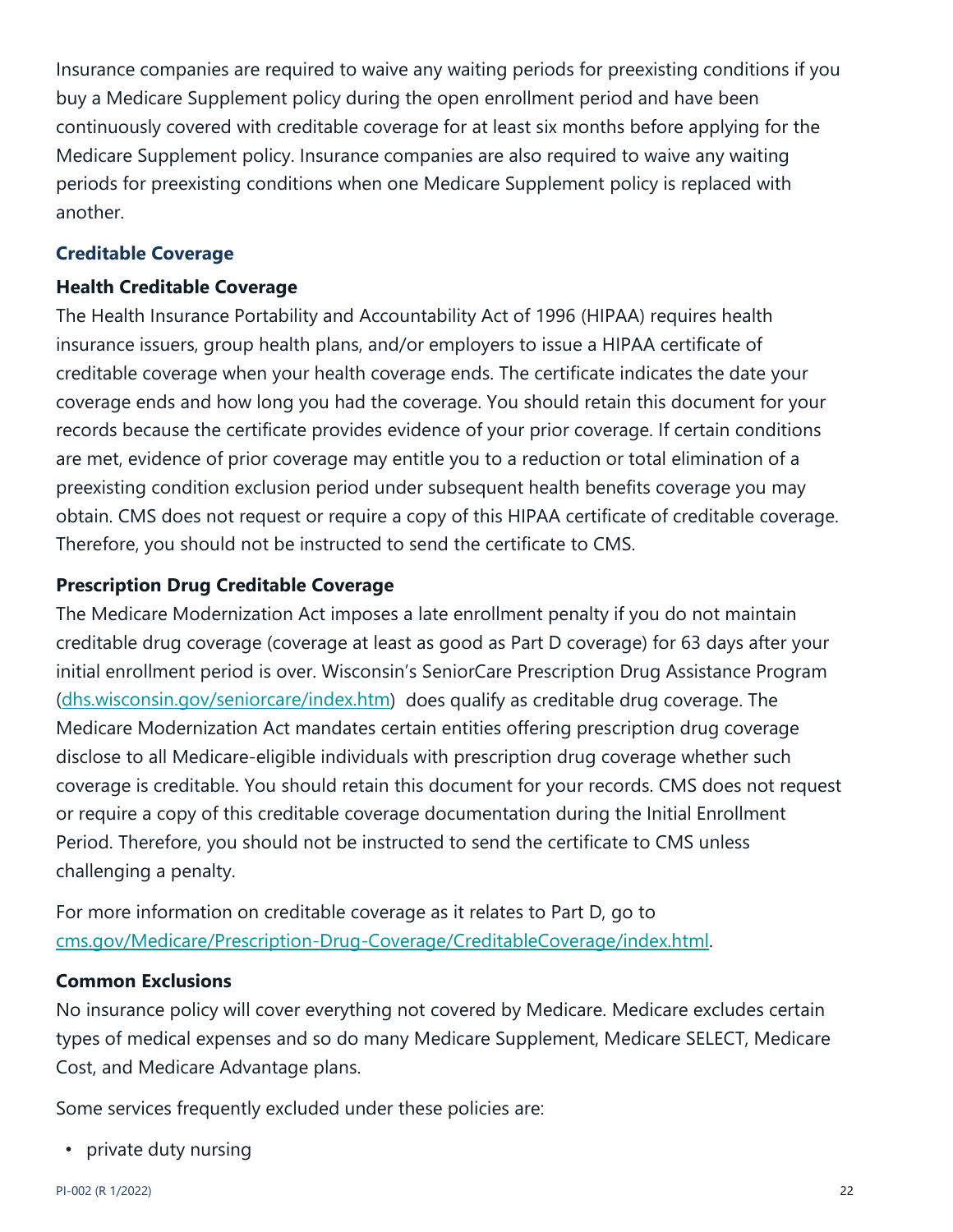Insurance companies are required to waive any waiting periods for preexisting conditions if you buy a Medicare Supplement policy during the open enrollment period and have been continuously covered with creditable coverage for at least six months before applying for the Medicare Supplement policy. Insurance companies are also required to waive any waiting periods for preexisting conditions when one Medicare Supplement policy is replaced with another.

## Creditable Coverage

### Health Creditable Coverage

The Health Insurance Portability and Accountability Act of 1996 (HIPAA) requires health insurance issuers, group health plans, and/or employers to issue a HIPAA certificate of creditable coverage when your health coverage ends. The certificate indicates the date your coverage ends and how long you had the coverage. You should retain this document for your records because the certificate provides evidence of your prior coverage. If certain conditions are met, evidence of prior coverage may entitle you to a reduction or total elimination of a preexisting condition exclusion period under subsequent health benefits coverage you may obtain. CMS does not request or require a copy of this HIPAA certificate of creditable coverage. Therefore, you should not be instructed to send the certificate to CMS.

### Prescription Drug Creditable Coverage

The Medicare Modernization Act imposes a late enrollment penalty if you do not maintain creditable drug coverage (coverage at least as good as Part D coverage) for 63 days after your initial enrollment period is over. Wisconsin's SeniorCare Prescription Drug Assistance Program (dhs.wisconsin.gov/seniorcare/index.htm) does qualify as creditable drug coverage. The Medicare Modernization Act mandates certain entities offering prescription drug coverage disclose to all Medicare-eligible individuals with prescription drug coverage whether such coverage is creditable. You should retain this document for your records. CMS does not request or require a copy of this creditable coverage documentation during the Initial Enrollment Period. Therefore, you should not be instructed to send the certificate to CMS unless challenging a penalty.

For more information on creditable coverage as it relates to Part D, go to cms.gov/Medicare/Prescription-Drug-Coverage/CreditableCoverage/index.html.

### Common Exclusions

No insurance policy will cover everything not covered by Medicare. Medicare excludes certain types of medical expenses and so do many Medicare Supplement, Medicare SELECT, Medicare Cost, and Medicare Advantage plans.

Some services frequently excluded under these policies are:

- private duty nursing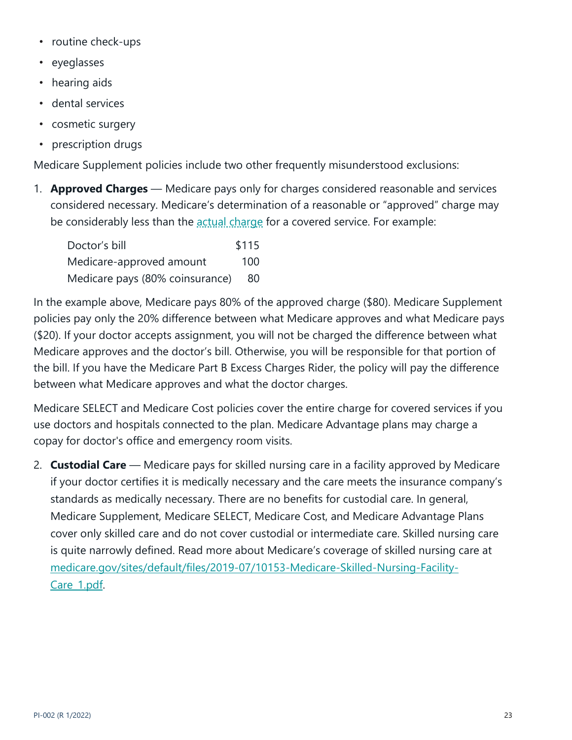- routine check-ups
- eyeglasses
- hearing aids
- dental services
- cosmetic surgery
- prescription drugs

Medicare Supplement policies include two other frequently misunderstood exclusions:

1. **Approved Charges** — Medicare pays only for charges considered reasonable and services considered necessary. Medicare's determination of a reasonable or "approved" charge may be considerably less than the actual charge for a covered service. For example:

| | |
|---|---|
| Doctor's bill | $115 |
| Medicare-approved amount | 100 |
| Medicare pays (80% coinsurance) | 80 |

In the example above, Medicare pays 80% of the approved charge ($80). Medicare Supplement policies pay only the 20% difference between what Medicare approves and what Medicare pays ($20). If your doctor accepts assignment, you will not be charged the difference between what Medicare approves and the doctor's bill. Otherwise, you will be responsible for that portion of the bill. If you have the Medicare Part B Excess Charges Rider, the policy will pay the difference between what Medicare approves and what the doctor charges.

Medicare SELECT and Medicare Cost policies cover the entire charge for covered services if you use doctors and hospitals connected to the plan. Medicare Advantage plans may charge a copay for doctor's office and emergency room visits.

2. **Custodial Care** — Medicare pays for skilled nursing care in a facility approved by Medicare if your doctor certifies it is medically necessary and the care meets the insurance company's standards as medically necessary. There are no benefits for custodial care. In general, Medicare Supplement, Medicare SELECT, Medicare Cost, and Medicare Advantage Plans cover only skilled care and do not cover custodial or intermediate care. Skilled nursing care is quite narrowly defined. Read more about Medicare's coverage of skilled nursing care at medicare.gov/sites/default/files/2019-07/10153-Medicare-Skilled-Nursing-Facility-Care_1.pdf.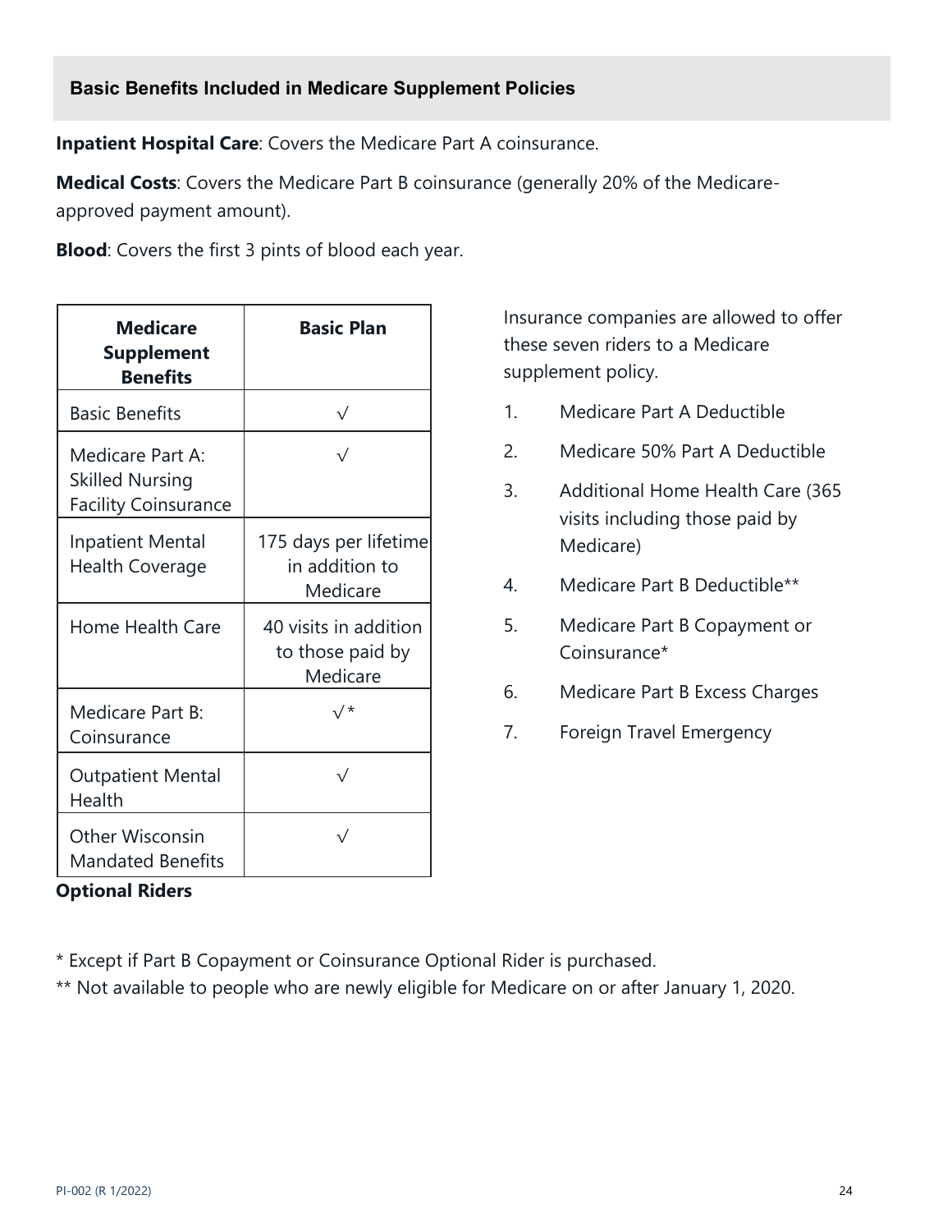## Basic Benefits Included in Medicare Supplement Policies

**Inpatient Hospital Care**: Covers the Medicare Part A coinsurance.

**Medical Costs**: Covers the Medicare Part B coinsurance (generally 20% of the Medicare-approved payment amount).

**Blood**: Covers the first 3 pints of blood each year.

| Medicare Supplement Benefits | Basic Plan |
|---|---|
| Basic Benefits | √ |
| Medicare Part A: Skilled Nursing Facility Coinsurance | √ |
| Inpatient Mental Health Coverage | 175 days per lifetime in addition to Medicare |
| Home Health Care | 40 visits in addition to those paid by Medicare |
| Medicare Part B: Coinsurance | √* |
| Outpatient Mental Health | √ |
| Other Wisconsin Mandated Benefits | √ |

**Optional Riders**

Insurance companies are allowed to offer these seven riders to a Medicare supplement policy.

1. Medicare Part A Deductible
2. Medicare 50% Part A Deductible
3. Additional Home Health Care (365 visits including those paid by Medicare)
4. Medicare Part B Deductible**
5. Medicare Part B Copayment or Coinsurance*
6. Medicare Part B Excess Charges
7. Foreign Travel Emergency

* Except if Part B Copayment or Coinsurance Optional Rider is purchased.

** Not available to people who are newly eligible for Medicare on or after January 1, 2020.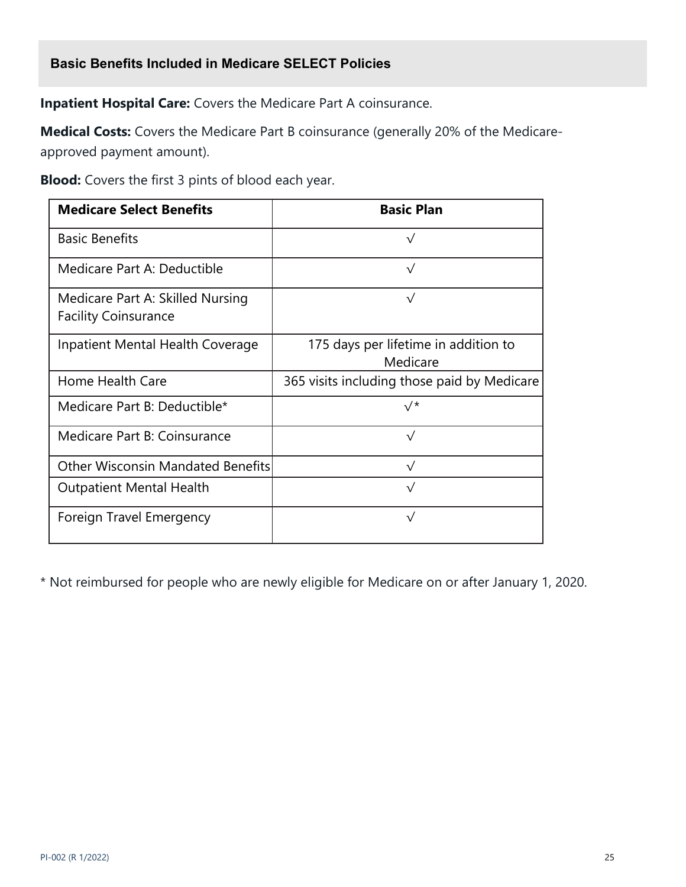## Basic Benefits Included in Medicare SELECT Policies

**Inpatient Hospital Care:** Covers the Medicare Part A coinsurance.

**Medical Costs:** Covers the Medicare Part B coinsurance (generally 20% of the Medicare-approved payment amount).

**Blood:** Covers the first 3 pints of blood each year.

| Medicare Select Benefits | Basic Plan |
|---|---|
| Basic Benefits | √ |
| Medicare Part A: Deductible | √ |
| Medicare Part A: Skilled Nursing Facility Coinsurance | √ |
| Inpatient Mental Health Coverage | 175 days per lifetime in addition to Medicare |
| Home Health Care | 365 visits including those paid by Medicare |
| Medicare Part B: Deductible* | √* |
| Medicare Part B: Coinsurance | √ |
| Other Wisconsin Mandated Benefits | √ |
| Outpatient Mental Health | √ |
| Foreign Travel Emergency | √ |

* Not reimbursed for people who are newly eligible for Medicare on or after January 1, 2020.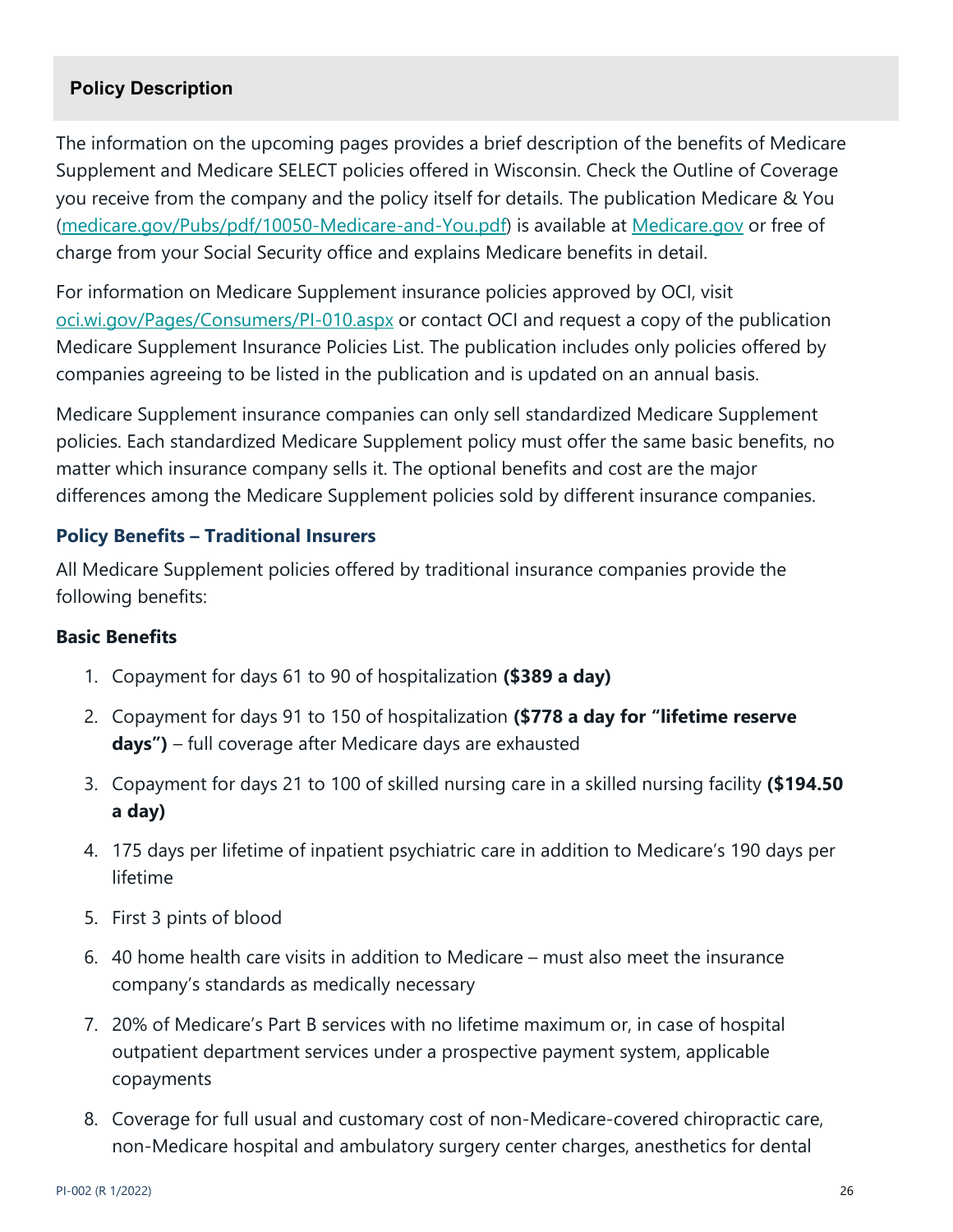## Policy Description

The information on the upcoming pages provides a brief description of the benefits of Medicare Supplement and Medicare SELECT policies offered in Wisconsin. Check the Outline of Coverage you receive from the company and the policy itself for details. The publication Medicare & You ([medicare.gov/Pubs/pdf/10050-Medicare-and-You.pdf](https://medicare.gov/Pubs/pdf/10050-Medicare-and-You.pdf)) is available at [Medicare.gov](https://Medicare.gov) or free of charge from your Social Security office and explains Medicare benefits in detail.

For information on Medicare Supplement insurance policies approved by OCI, visit [oci.wi.gov/Pages/Consumers/PI-010.aspx](https://oci.wi.gov/Pages/Consumers/PI-010.aspx) or contact OCI and request a copy of the publication Medicare Supplement Insurance Policies List. The publication includes only policies offered by companies agreeing to be listed in the publication and is updated on an annual basis.

Medicare Supplement insurance companies can only sell standardized Medicare Supplement policies. Each standardized Medicare Supplement policy must offer the same basic benefits, no matter which insurance company sells it. The optional benefits and cost are the major differences among the Medicare Supplement policies sold by different insurance companies.

### Policy Benefits – Traditional Insurers

All Medicare Supplement policies offered by traditional insurance companies provide the following benefits:

#### Basic Benefits

1. Copayment for days 61 to 90 of hospitalization **($389 a day)**
2. Copayment for days 91 to 150 of hospitalization **($778 a day for "lifetime reserve days")** – full coverage after Medicare days are exhausted
3. Copayment for days 21 to 100 of skilled nursing care in a skilled nursing facility **($194.50 a day)**
4. 175 days per lifetime of inpatient psychiatric care in addition to Medicare's 190 days per lifetime
5. First 3 pints of blood
6. 40 home health care visits in addition to Medicare – must also meet the insurance company's standards as medically necessary
7. 20% of Medicare's Part B services with no lifetime maximum or, in case of hospital outpatient department services under a prospective payment system, applicable copayments
8. Coverage for full usual and customary cost of non-Medicare-covered chiropractic care, non-Medicare hospital and ambulatory surgery center charges, anesthetics for dental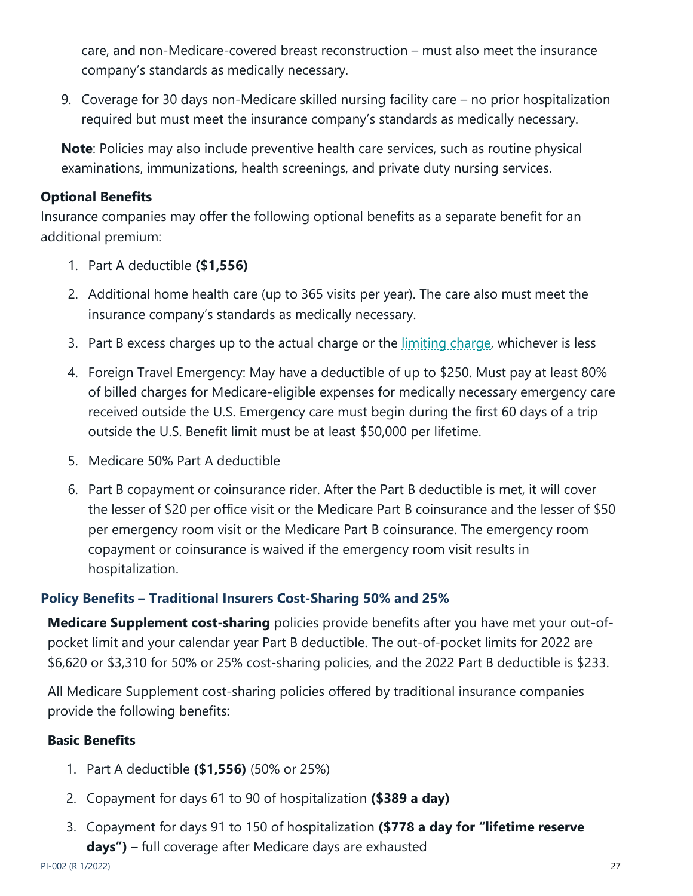care, and non-Medicare-covered breast reconstruction – must also meet the insurance company's standards as medically necessary.

9. Coverage for 30 days non-Medicare skilled nursing facility care – no prior hospitalization required but must meet the insurance company's standards as medically necessary.

**Note**: Policies may also include preventive health care services, such as routine physical examinations, immunizations, health screenings, and private duty nursing services.

### Optional Benefits

Insurance companies may offer the following optional benefits as a separate benefit for an additional premium:

1. Part A deductible **($1,556)**
2. Additional home health care (up to 365 visits per year). The care also must meet the insurance company's standards as medically necessary.
3. Part B excess charges up to the actual charge or the limiting charge, whichever is less
4. Foreign Travel Emergency: May have a deductible of up to $250. Must pay at least 80% of billed charges for Medicare-eligible expenses for medically necessary emergency care received outside the U.S. Emergency care must begin during the first 60 days of a trip outside the U.S. Benefit limit must be at least $50,000 per lifetime.
5. Medicare 50% Part A deductible
6. Part B copayment or coinsurance rider. After the Part B deductible is met, it will cover the lesser of $20 per office visit or the Medicare Part B coinsurance and the lesser of $50 per emergency room visit or the Medicare Part B coinsurance. The emergency room copayment or coinsurance is waived if the emergency room visit results in hospitalization.

## Policy Benefits – Traditional Insurers Cost-Sharing 50% and 25%

**Medicare Supplement cost-sharing** policies provide benefits after you have met your out-of-pocket limit and your calendar year Part B deductible. The out-of-pocket limits for 2022 are $6,620 or $3,310 for 50% or 25% cost-sharing policies, and the 2022 Part B deductible is $233.

All Medicare Supplement cost-sharing policies offered by traditional insurance companies provide the following benefits:

### Basic Benefits

1. Part A deductible **($1,556)** (50% or 25%)
2. Copayment for days 61 to 90 of hospitalization **($389 a day)**
3. Copayment for days 91 to 150 of hospitalization **($778 a day for "lifetime reserve days")** – full coverage after Medicare days are exhausted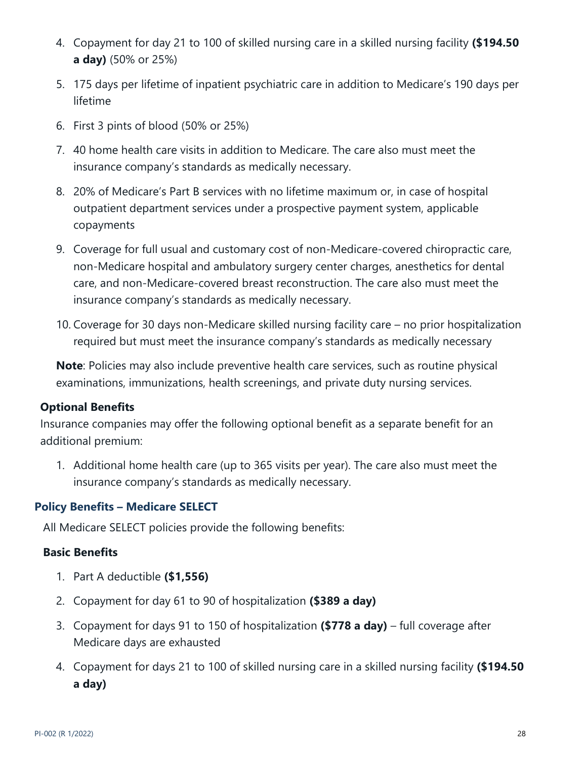4. Copayment for day 21 to 100 of skilled nursing care in a skilled nursing facility **($194.50 a day)** (50% or 25%)
5. 175 days per lifetime of inpatient psychiatric care in addition to Medicare's 190 days per lifetime
6. First 3 pints of blood (50% or 25%)
7. 40 home health care visits in addition to Medicare. The care also must meet the insurance company's standards as medically necessary.
8. 20% of Medicare's Part B services with no lifetime maximum or, in case of hospital outpatient department services under a prospective payment system, applicable copayments
9. Coverage for full usual and customary cost of non-Medicare-covered chiropractic care, non-Medicare hospital and ambulatory surgery center charges, anesthetics for dental care, and non-Medicare-covered breast reconstruction. The care also must meet the insurance company's standards as medically necessary.
10. Coverage for 30 days non-Medicare skilled nursing facility care – no prior hospitalization required but must meet the insurance company's standards as medically necessary

**Note**: Policies may also include preventive health care services, such as routine physical examinations, immunizations, health screenings, and private duty nursing services.

#### Optional Benefits

Insurance companies may offer the following optional benefit as a separate benefit for an additional premium:

1. Additional home health care (up to 365 visits per year). The care also must meet the insurance company's standards as medically necessary.

### Policy Benefits – Medicare SELECT

All Medicare SELECT policies provide the following benefits:

#### Basic Benefits

1. Part A deductible **($1,556)**
2. Copayment for day 61 to 90 of hospitalization **($389 a day)**
3. Copayment for days 91 to 150 of hospitalization **($778 a day)** – full coverage after Medicare days are exhausted
4. Copayment for days 21 to 100 of skilled nursing care in a skilled nursing facility **($194.50 a day)**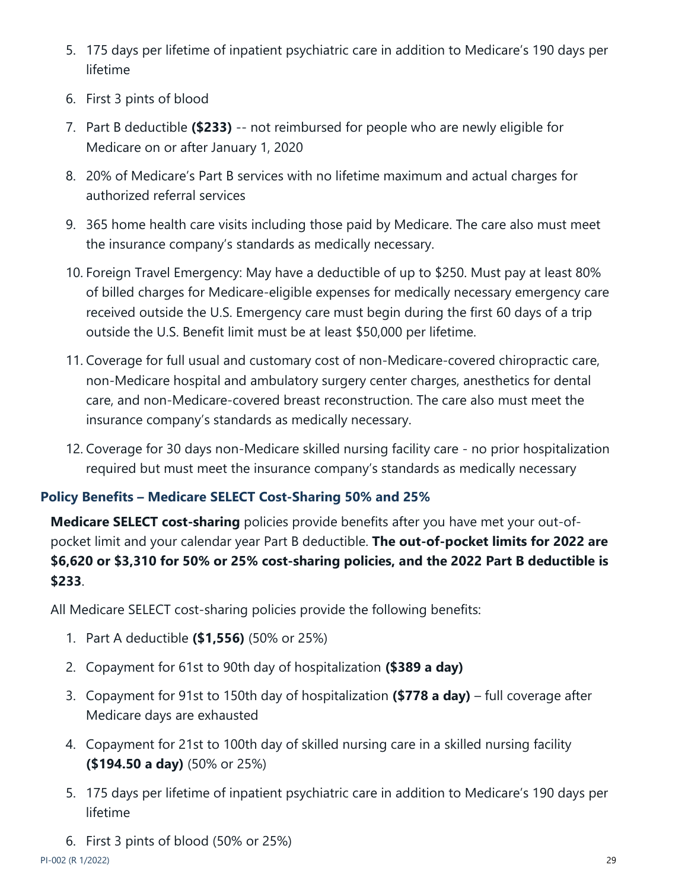5. 175 days per lifetime of inpatient psychiatric care in addition to Medicare's 190 days per lifetime
6. First 3 pints of blood
7. Part B deductible **($233)** -- not reimbursed for people who are newly eligible for Medicare on or after January 1, 2020
8. 20% of Medicare's Part B services with no lifetime maximum and actual charges for authorized referral services
9. 365 home health care visits including those paid by Medicare. The care also must meet the insurance company's standards as medically necessary.
10. Foreign Travel Emergency: May have a deductible of up to $250. Must pay at least 80% of billed charges for Medicare-eligible expenses for medically necessary emergency care received outside the U.S. Emergency care must begin during the first 60 days of a trip outside the U.S. Benefit limit must be at least $50,000 per lifetime.
11. Coverage for full usual and customary cost of non-Medicare-covered chiropractic care, non-Medicare hospital and ambulatory surgery center charges, anesthetics for dental care, and non-Medicare-covered breast reconstruction. The care also must meet the insurance company's standards as medically necessary.
12. Coverage for 30 days non-Medicare skilled nursing facility care - no prior hospitalization required but must meet the insurance company's standards as medically necessary

### Policy Benefits – Medicare SELECT Cost-Sharing 50% and 25%

**Medicare SELECT cost-sharing** policies provide benefits after you have met your out-of-pocket limit and your calendar year Part B deductible. **The out-of-pocket limits for 2022 are $6,620 or $3,310 for 50% or 25% cost-sharing policies, and the 2022 Part B deductible is $233**.

All Medicare SELECT cost-sharing policies provide the following benefits:

1. Part A deductible **($1,556)** (50% or 25%)
2. Copayment for 61st to 90th day of hospitalization **($389 a day)**
3. Copayment for 91st to 150th day of hospitalization **($778 a day)** – full coverage after Medicare days are exhausted
4. Copayment for 21st to 100th day of skilled nursing care in a skilled nursing facility **($194.50 a day)** (50% or 25%)
5. 175 days per lifetime of inpatient psychiatric care in addition to Medicare's 190 days per lifetime
6. First 3 pints of blood (50% or 25%)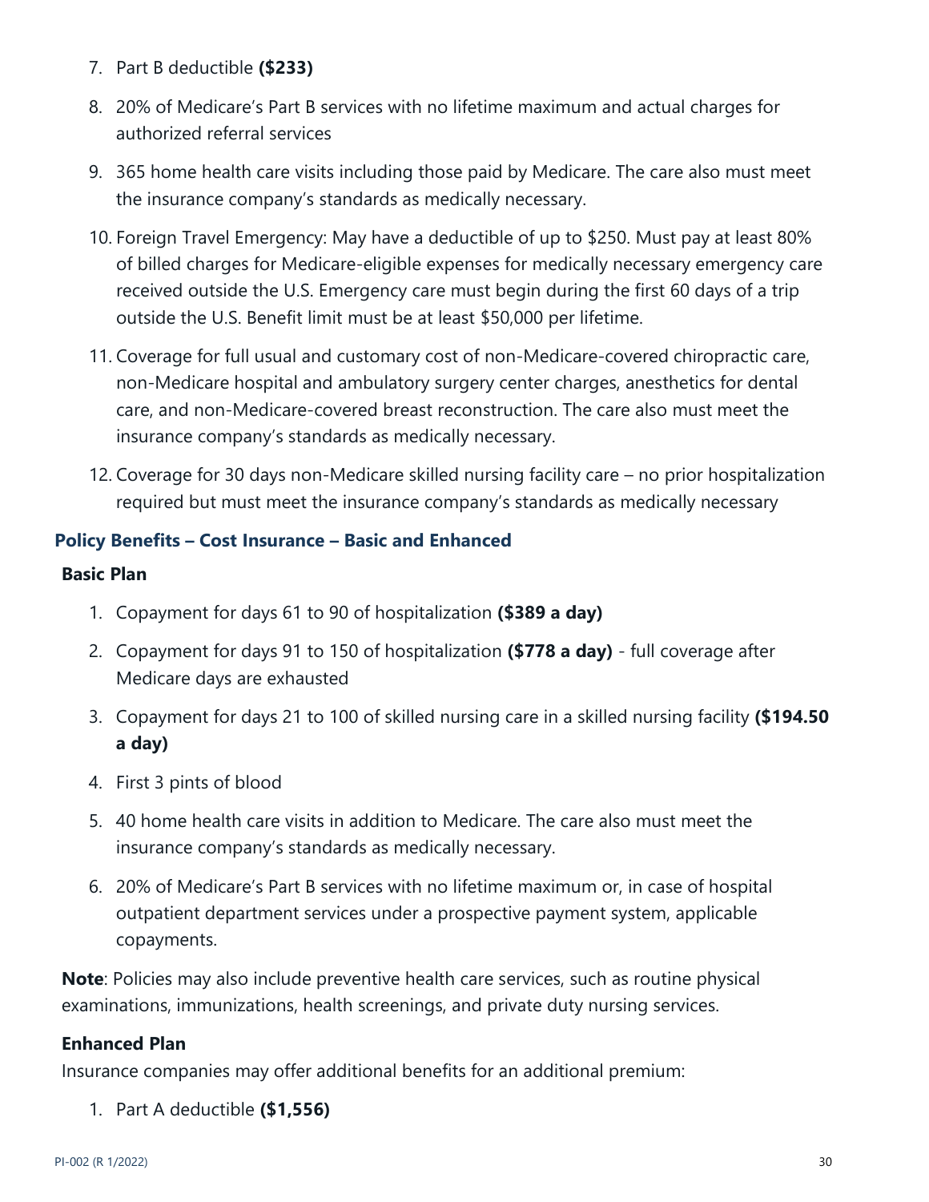7. Part B deductible **($233)**
8. 20% of Medicare's Part B services with no lifetime maximum and actual charges for authorized referral services
9. 365 home health care visits including those paid by Medicare. The care also must meet the insurance company's standards as medically necessary.
10. Foreign Travel Emergency: May have a deductible of up to $250. Must pay at least 80% of billed charges for Medicare-eligible expenses for medically necessary emergency care received outside the U.S. Emergency care must begin during the first 60 days of a trip outside the U.S. Benefit limit must be at least $50,000 per lifetime.
11. Coverage for full usual and customary cost of non-Medicare-covered chiropractic care, non-Medicare hospital and ambulatory surgery center charges, anesthetics for dental care, and non-Medicare-covered breast reconstruction. The care also must meet the insurance company's standards as medically necessary.
12. Coverage for 30 days non-Medicare skilled nursing facility care – no prior hospitalization required but must meet the insurance company's standards as medically necessary

### Policy Benefits – Cost Insurance – Basic and Enhanced

**Basic Plan**

1. Copayment for days 61 to 90 of hospitalization **($389 a day)**
2. Copayment for days 91 to 150 of hospitalization **($778 a day)** - full coverage after Medicare days are exhausted
3. Copayment for days 21 to 100 of skilled nursing care in a skilled nursing facility **($194.50 a day)**
4. First 3 pints of blood
5. 40 home health care visits in addition to Medicare. The care also must meet the insurance company's standards as medically necessary.
6. 20% of Medicare's Part B services with no lifetime maximum or, in case of hospital outpatient department services under a prospective payment system, applicable copayments.

**Note**: Policies may also include preventive health care services, such as routine physical examinations, immunizations, health screenings, and private duty nursing services.

**Enhanced Plan**

Insurance companies may offer additional benefits for an additional premium:

1. Part A deductible **($1,556)**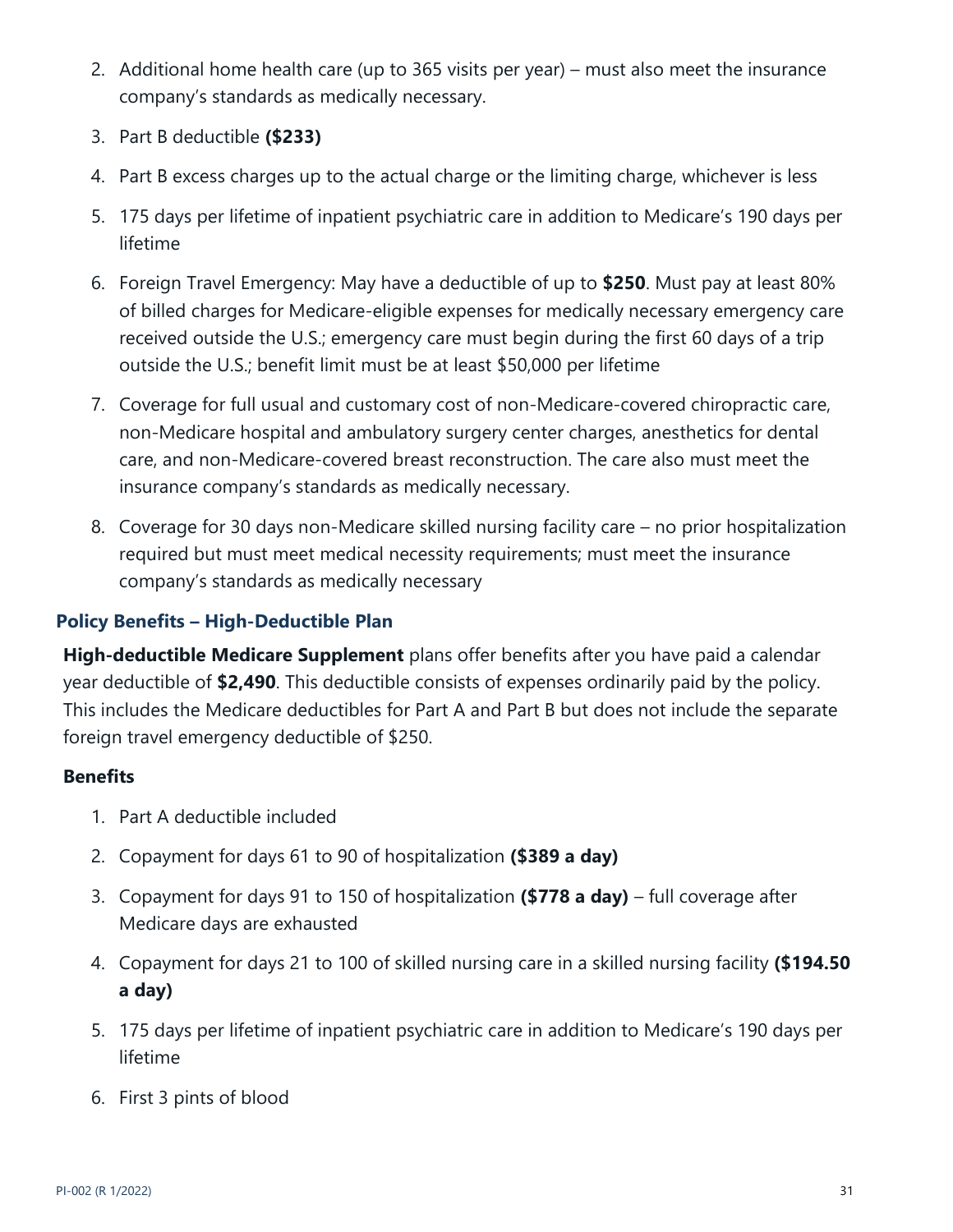2. Additional home health care (up to 365 visits per year) – must also meet the insurance company's standards as medically necessary.
3. Part B deductible **($233)**
4. Part B excess charges up to the actual charge or the limiting charge, whichever is less
5. 175 days per lifetime of inpatient psychiatric care in addition to Medicare's 190 days per lifetime
6. Foreign Travel Emergency: May have a deductible of up to **$250**. Must pay at least 80% of billed charges for Medicare-eligible expenses for medically necessary emergency care received outside the U.S.; emergency care must begin during the first 60 days of a trip outside the U.S.; benefit limit must be at least $50,000 per lifetime
7. Coverage for full usual and customary cost of non-Medicare-covered chiropractic care, non-Medicare hospital and ambulatory surgery center charges, anesthetics for dental care, and non-Medicare-covered breast reconstruction. The care also must meet the insurance company's standards as medically necessary.
8. Coverage for 30 days non-Medicare skilled nursing facility care – no prior hospitalization required but must meet medical necessity requirements; must meet the insurance company's standards as medically necessary

### Policy Benefits – High-Deductible Plan

**High-deductible Medicare Supplement** plans offer benefits after you have paid a calendar year deductible of **$2,490**. This deductible consists of expenses ordinarily paid by the policy. This includes the Medicare deductibles for Part A and Part B but does not include the separate foreign travel emergency deductible of $250.

**Benefits**

1. Part A deductible included
2. Copayment for days 61 to 90 of hospitalization **($389 a day)**
3. Copayment for days 91 to 150 of hospitalization **($778 a day)** – full coverage after Medicare days are exhausted
4. Copayment for days 21 to 100 of skilled nursing care in a skilled nursing facility **($194.50 a day)**
5. 175 days per lifetime of inpatient psychiatric care in addition to Medicare's 190 days per lifetime
6. First 3 pints of blood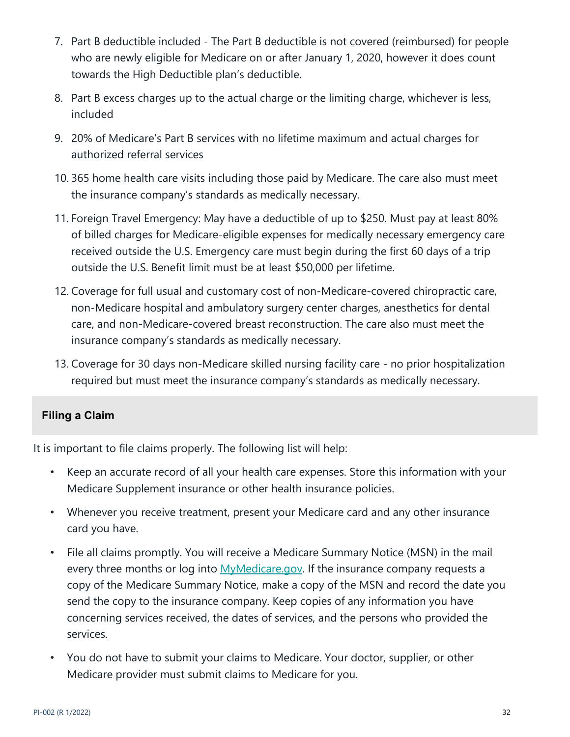7. Part B deductible included - The Part B deductible is not covered (reimbursed) for people who are newly eligible for Medicare on or after January 1, 2020, however it does count towards the High Deductible plan's deductible.
8. Part B excess charges up to the actual charge or the limiting charge, whichever is less, included
9. 20% of Medicare's Part B services with no lifetime maximum and actual charges for authorized referral services
10. 365 home health care visits including those paid by Medicare. The care also must meet the insurance company's standards as medically necessary.
11. Foreign Travel Emergency: May have a deductible of up to $250. Must pay at least 80% of billed charges for Medicare-eligible expenses for medically necessary emergency care received outside the U.S. Emergency care must begin during the first 60 days of a trip outside the U.S. Benefit limit must be at least $50,000 per lifetime.
12. Coverage for full usual and customary cost of non-Medicare-covered chiropractic care, non-Medicare hospital and ambulatory surgery center charges, anesthetics for dental care, and non-Medicare-covered breast reconstruction. The care also must meet the insurance company's standards as medically necessary.
13. Coverage for 30 days non-Medicare skilled nursing facility care - no prior hospitalization required but must meet the insurance company's standards as medically necessary.

## Filing a Claim

It is important to file claims properly. The following list will help:

- Keep an accurate record of all your health care expenses. Store this information with your Medicare Supplement insurance or other health insurance policies.
- Whenever you receive treatment, present your Medicare card and any other insurance card you have.
- File all claims promptly. You will receive a Medicare Summary Notice (MSN) in the mail every three months or log into MyMedicare.gov. If the insurance company requests a copy of the Medicare Summary Notice, make a copy of the MSN and record the date you send the copy to the insurance company. Keep copies of any information you have concerning services received, the dates of services, and the persons who provided the services.
- You do not have to submit your claims to Medicare. Your doctor, supplier, or other Medicare provider must submit claims to Medicare for you.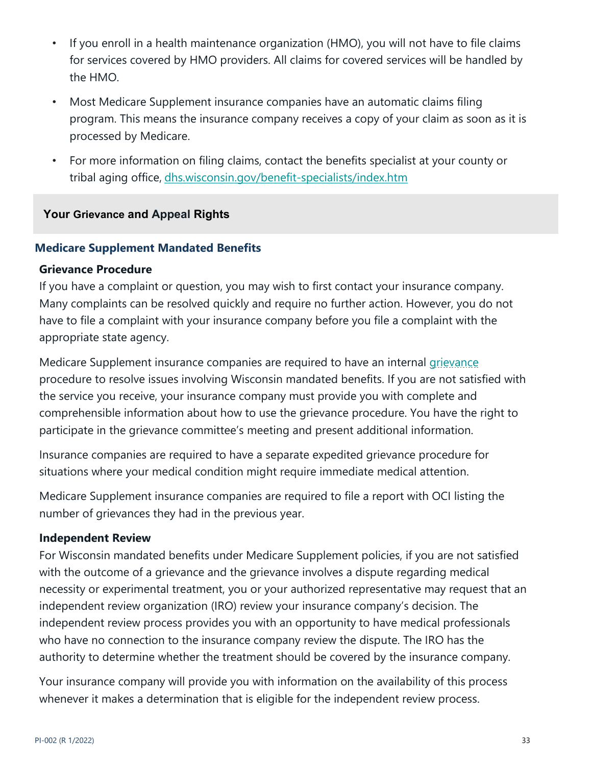- If you enroll in a health maintenance organization (HMO), you will not have to file claims for services covered by HMO providers. All claims for covered services will be handled by the HMO.
- Most Medicare Supplement insurance companies have an automatic claims filing program. This means the insurance company receives a copy of your claim as soon as it is processed by Medicare.
- For more information on filing claims, contact the benefits specialist at your county or tribal aging office, [dhs.wisconsin.gov/benefit-specialists/index.htm](dhs.wisconsin.gov/benefit-specialists/index.htm)

## Your Grievance and Appeal Rights

### Medicare Supplement Mandated Benefits

**Grievance Procedure**

If you have a complaint or question, you may wish to first contact your insurance company. Many complaints can be resolved quickly and require no further action. However, you do not have to file a complaint with your insurance company before you file a complaint with the appropriate state agency.

Medicare Supplement insurance companies are required to have an internal grievance procedure to resolve issues involving Wisconsin mandated benefits. If you are not satisfied with the service you receive, your insurance company must provide you with complete and comprehensible information about how to use the grievance procedure. You have the right to participate in the grievance committee's meeting and present additional information.

Insurance companies are required to have a separate expedited grievance procedure for situations where your medical condition might require immediate medical attention.

Medicare Supplement insurance companies are required to file a report with OCI listing the number of grievances they had in the previous year.

**Independent Review**

For Wisconsin mandated benefits under Medicare Supplement policies, if you are not satisfied with the outcome of a grievance and the grievance involves a dispute regarding medical necessity or experimental treatment, you or your authorized representative may request that an independent review organization (IRO) review your insurance company's decision. The independent review process provides you with an opportunity to have medical professionals who have no connection to the insurance company review the dispute. The IRO has the authority to determine whether the treatment should be covered by the insurance company.

Your insurance company will provide you with information on the availability of this process whenever it makes a determination that is eligible for the independent review process.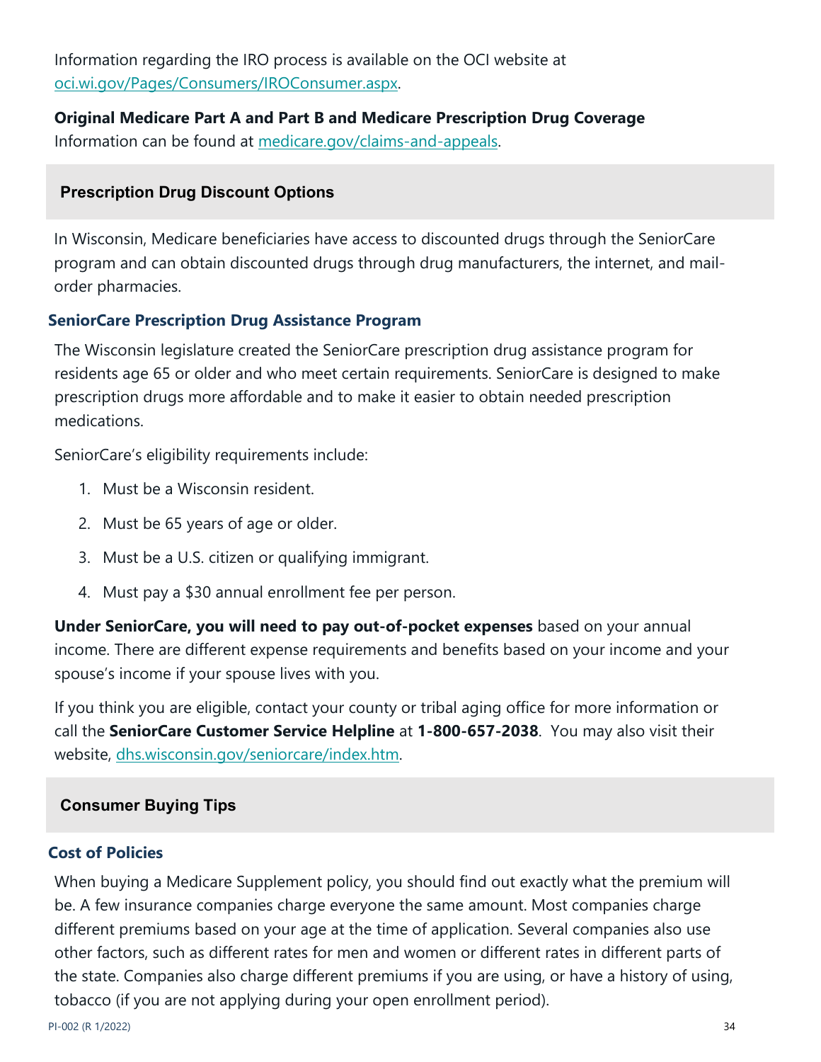Information regarding the IRO process is available on the OCI website at [oci.wi.gov/Pages/Consumers/IROConsumer.aspx](oci.wi.gov/Pages/Consumers/IROConsumer.aspx).

**Original Medicare Part A and Part B and Medicare Prescription Drug Coverage**
Information can be found at [medicare.gov/claims-and-appeals](medicare.gov/claims-and-appeals).

## Prescription Drug Discount Options

In Wisconsin, Medicare beneficiaries have access to discounted drugs through the SeniorCare program and can obtain discounted drugs through drug manufacturers, the internet, and mail-order pharmacies.

### SeniorCare Prescription Drug Assistance Program

The Wisconsin legislature created the SeniorCare prescription drug assistance program for residents age 65 or older and who meet certain requirements. SeniorCare is designed to make prescription drugs more affordable and to make it easier to obtain needed prescription medications.

SeniorCare's eligibility requirements include:

1. Must be a Wisconsin resident.
2. Must be 65 years of age or older.
3. Must be a U.S. citizen or qualifying immigrant.
4. Must pay a $30 annual enrollment fee per person.

**Under SeniorCare, you will need to pay out-of-pocket expenses** based on your annual income. There are different expense requirements and benefits based on your income and your spouse's income if your spouse lives with you.

If you think you are eligible, contact your county or tribal aging office for more information or call the **SeniorCare Customer Service Helpline** at **1-800-657-2038**. You may also visit their website, [dhs.wisconsin.gov/seniorcare/index.htm](dhs.wisconsin.gov/seniorcare/index.htm).

## Consumer Buying Tips

### Cost of Policies

When buying a Medicare Supplement policy, you should find out exactly what the premium will be. A few insurance companies charge everyone the same amount. Most companies charge different premiums based on your age at the time of application. Several companies also use other factors, such as different rates for men and women or different rates in different parts of the state. Companies also charge different premiums if you are using, or have a history of using, tobacco (if you are not applying during your open enrollment period).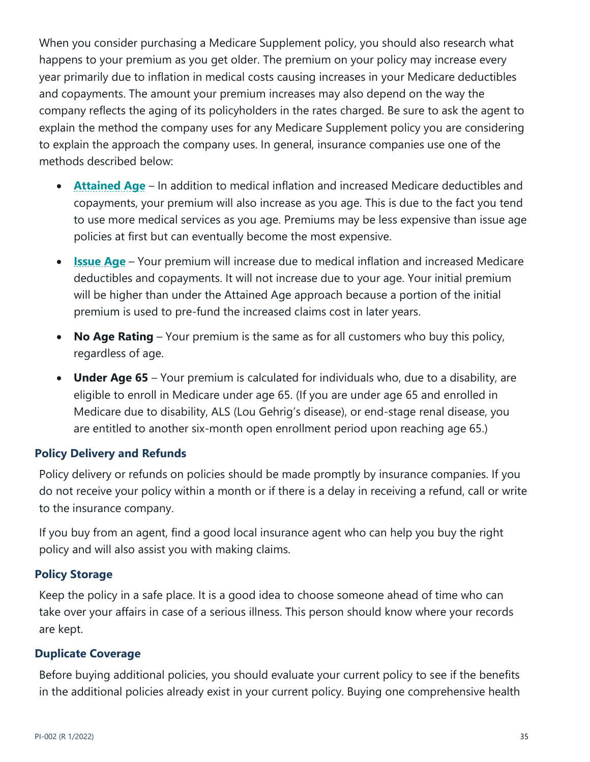When you consider purchasing a Medicare Supplement policy, you should also research what happens to your premium as you get older. The premium on your policy may increase every year primarily due to inflation in medical costs causing increases in your Medicare deductibles and copayments. The amount your premium increases may also depend on the way the company reflects the aging of its policyholders in the rates charged. Be sure to ask the agent to explain the method the company uses for any Medicare Supplement policy you are considering to explain the approach the company uses. In general, insurance companies use one of the methods described below:

- **Attained Age** – In addition to medical inflation and increased Medicare deductibles and copayments, your premium will also increase as you age. This is due to the fact you tend to use more medical services as you age. Premiums may be less expensive than issue age policies at first but can eventually become the most expensive.
- **Issue Age** – Your premium will increase due to medical inflation and increased Medicare deductibles and copayments. It will not increase due to your age. Your initial premium will be higher than under the Attained Age approach because a portion of the initial premium is used to pre-fund the increased claims cost in later years.
- **No Age Rating** – Your premium is the same as for all customers who buy this policy, regardless of age.
- **Under Age 65** – Your premium is calculated for individuals who, due to a disability, are eligible to enroll in Medicare under age 65. (If you are under age 65 and enrolled in Medicare due to disability, ALS (Lou Gehrig's disease), or end-stage renal disease, you are entitled to another six-month open enrollment period upon reaching age 65.)

### Policy Delivery and Refunds

Policy delivery or refunds on policies should be made promptly by insurance companies. If you do not receive your policy within a month or if there is a delay in receiving a refund, call or write to the insurance company.

If you buy from an agent, find a good local insurance agent who can help you buy the right policy and will also assist you with making claims.

### Policy Storage

Keep the policy in a safe place. It is a good idea to choose someone ahead of time who can take over your affairs in case of a serious illness. This person should know where your records are kept.

### Duplicate Coverage

Before buying additional policies, you should evaluate your current policy to see if the benefits in the additional policies already exist in your current policy. Buying one comprehensive health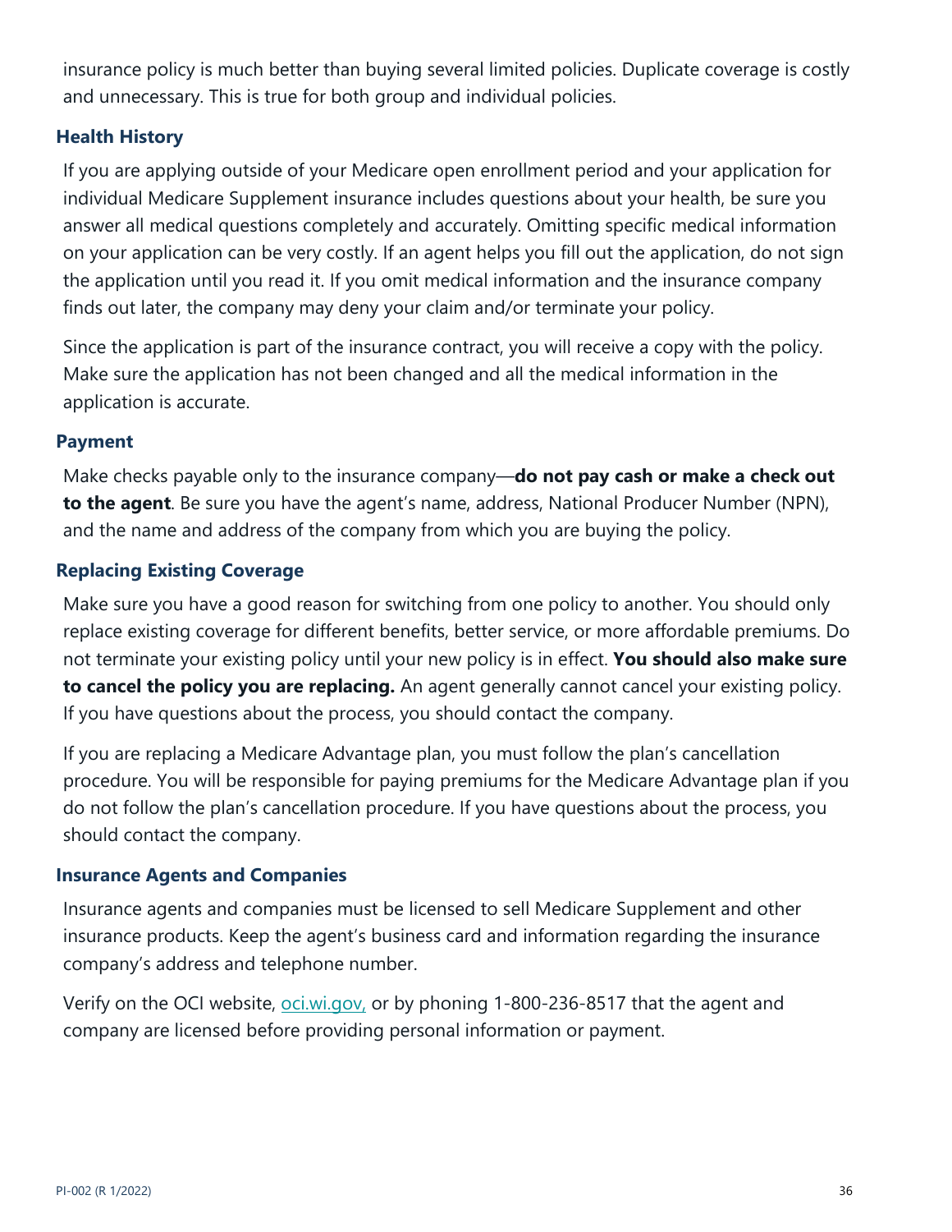insurance policy is much better than buying several limited policies. Duplicate coverage is costly and unnecessary. This is true for both group and individual policies.

### Health History

If you are applying outside of your Medicare open enrollment period and your application for individual Medicare Supplement insurance includes questions about your health, be sure you answer all medical questions completely and accurately. Omitting specific medical information on your application can be very costly. If an agent helps you fill out the application, do not sign the application until you read it. If you omit medical information and the insurance company finds out later, the company may deny your claim and/or terminate your policy.

Since the application is part of the insurance contract, you will receive a copy with the policy. Make sure the application has not been changed and all the medical information in the application is accurate.

### Payment

Make checks payable only to the insurance company—**do not pay cash or make a check out to the agent**. Be sure you have the agent's name, address, National Producer Number (NPN), and the name and address of the company from which you are buying the policy.

### Replacing Existing Coverage

Make sure you have a good reason for switching from one policy to another. You should only replace existing coverage for different benefits, better service, or more affordable premiums. Do not terminate your existing policy until your new policy is in effect. **You should also make sure to cancel the policy you are replacing.** An agent generally cannot cancel your existing policy. If you have questions about the process, you should contact the company.

If you are replacing a Medicare Advantage plan, you must follow the plan's cancellation procedure. You will be responsible for paying premiums for the Medicare Advantage plan if you do not follow the plan's cancellation procedure. If you have questions about the process, you should contact the company.

### Insurance Agents and Companies

Insurance agents and companies must be licensed to sell Medicare Supplement and other insurance products. Keep the agent's business card and information regarding the insurance company's address and telephone number.

Verify on the OCI website, [oci.wi.gov,](https://oci.wi.gov) or by phoning 1-800-236-8517 that the agent and company are licensed before providing personal information or payment.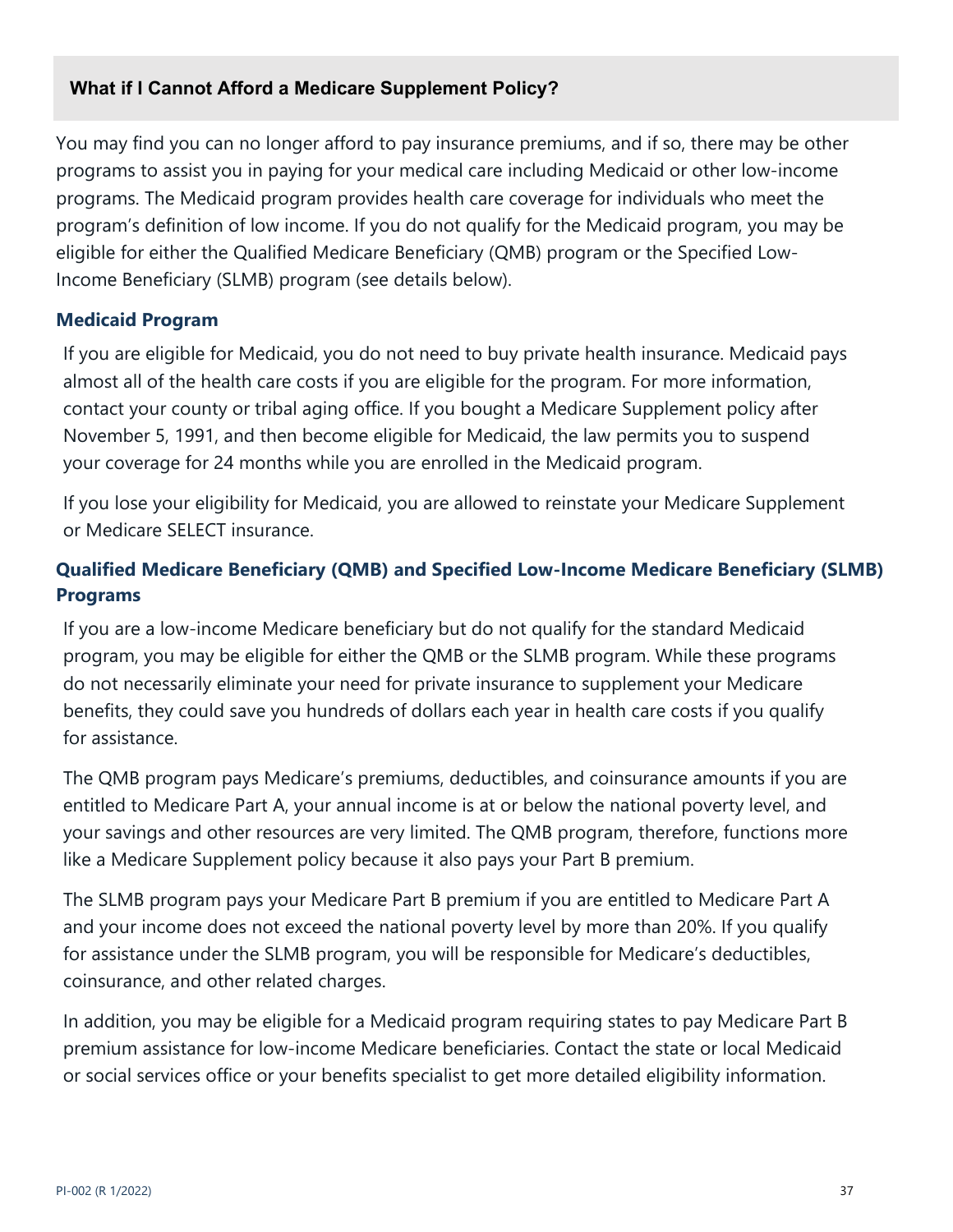## What if I Cannot Afford a Medicare Supplement Policy?

You may find you can no longer afford to pay insurance premiums, and if so, there may be other programs to assist you in paying for your medical care including Medicaid or other low-income programs. The Medicaid program provides health care coverage for individuals who meet the program's definition of low income. If you do not qualify for the Medicaid program, you may be eligible for either the Qualified Medicare Beneficiary (QMB) program or the Specified Low-Income Beneficiary (SLMB) program (see details below).

### Medicaid Program

If you are eligible for Medicaid, you do not need to buy private health insurance. Medicaid pays almost all of the health care costs if you are eligible for the program. For more information, contact your county or tribal aging office. If you bought a Medicare Supplement policy after November 5, 1991, and then become eligible for Medicaid, the law permits you to suspend your coverage for 24 months while you are enrolled in the Medicaid program.

If you lose your eligibility for Medicaid, you are allowed to reinstate your Medicare Supplement or Medicare SELECT insurance.

### Qualified Medicare Beneficiary (QMB) and Specified Low-Income Medicare Beneficiary (SLMB) Programs

If you are a low-income Medicare beneficiary but do not qualify for the standard Medicaid program, you may be eligible for either the QMB or the SLMB program. While these programs do not necessarily eliminate your need for private insurance to supplement your Medicare benefits, they could save you hundreds of dollars each year in health care costs if you qualify for assistance.

The QMB program pays Medicare's premiums, deductibles, and coinsurance amounts if you are entitled to Medicare Part A, your annual income is at or below the national poverty level, and your savings and other resources are very limited. The QMB program, therefore, functions more like a Medicare Supplement policy because it also pays your Part B premium.

The SLMB program pays your Medicare Part B premium if you are entitled to Medicare Part A and your income does not exceed the national poverty level by more than 20%. If you qualify for assistance under the SLMB program, you will be responsible for Medicare's deductibles, coinsurance, and other related charges.

In addition, you may be eligible for a Medicaid program requiring states to pay Medicare Part B premium assistance for low-income Medicare beneficiaries. Contact the state or local Medicaid or social services office or your benefits specialist to get more detailed eligibility information.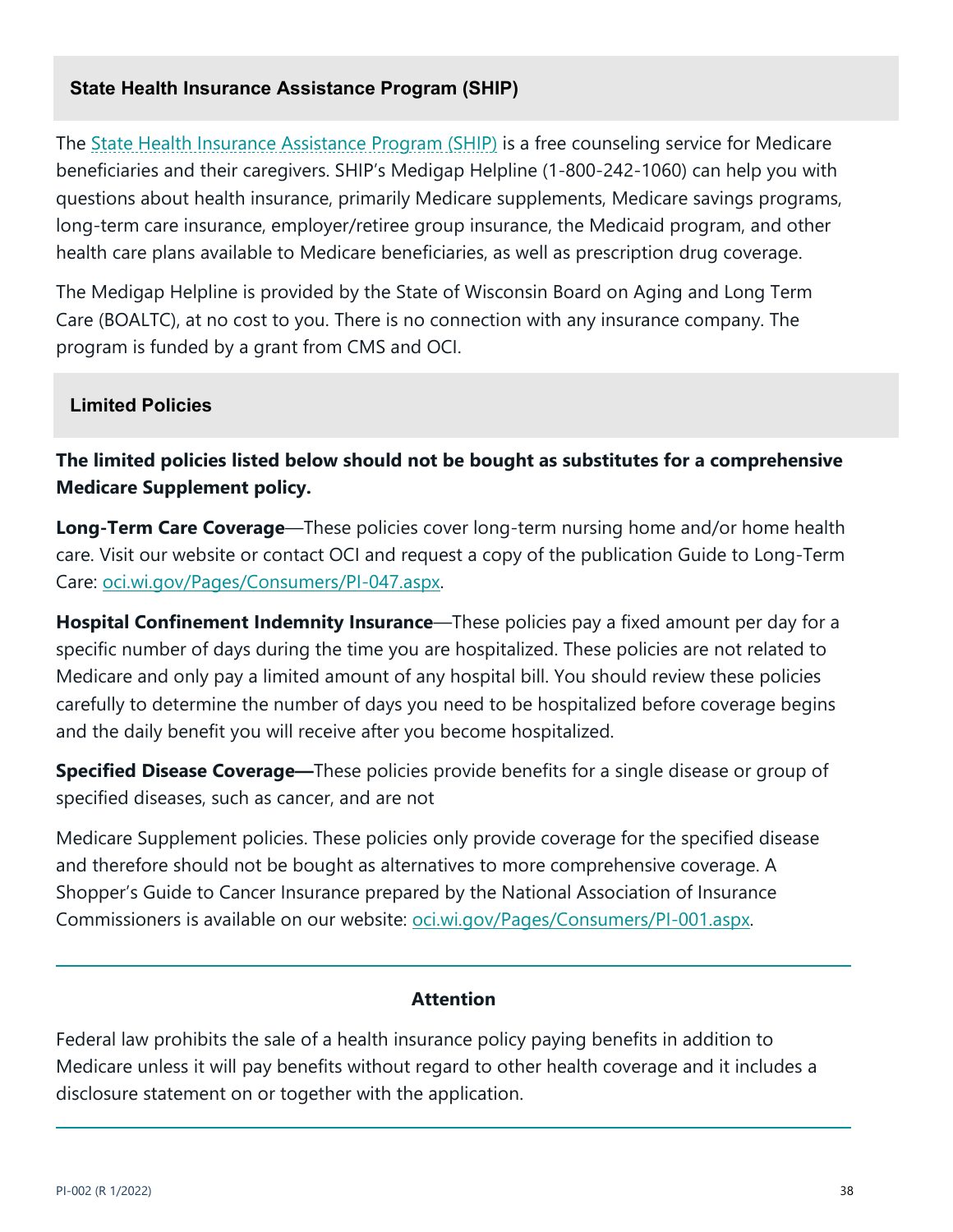## State Health Insurance Assistance Program (SHIP)

The State Health Insurance Assistance Program (SHIP) is a free counseling service for Medicare beneficiaries and their caregivers. SHIP's Medigap Helpline (1-800-242-1060) can help you with questions about health insurance, primarily Medicare supplements, Medicare savings programs, long-term care insurance, employer/retiree group insurance, the Medicaid program, and other health care plans available to Medicare beneficiaries, as well as prescription drug coverage.

The Medigap Helpline is provided by the State of Wisconsin Board on Aging and Long Term Care (BOALTC), at no cost to you. There is no connection with any insurance company. The program is funded by a grant from CMS and OCI.

## Limited Policies

**The limited policies listed below should not be bought as substitutes for a comprehensive Medicare Supplement policy.**

**Long-Term Care Coverage**—These policies cover long-term nursing home and/or home health care. Visit our website or contact OCI and request a copy of the publication Guide to Long-Term Care: oci.wi.gov/Pages/Consumers/PI-047.aspx.

**Hospital Confinement Indemnity Insurance**—These policies pay a fixed amount per day for a specific number of days during the time you are hospitalized. These policies are not related to Medicare and only pay a limited amount of any hospital bill. You should review these policies carefully to determine the number of days you need to be hospitalized before coverage begins and the daily benefit you will receive after you become hospitalized.

**Specified Disease Coverage—**These policies provide benefits for a single disease or group of specified diseases, such as cancer, and are not

Medicare Supplement policies. These policies only provide coverage for the specified disease and therefore should not be bought as alternatives to more comprehensive coverage. A Shopper's Guide to Cancer Insurance prepared by the National Association of Insurance Commissioners is available on our website: oci.wi.gov/Pages/Consumers/PI-001.aspx.

---

**Attention**

Federal law prohibits the sale of a health insurance policy paying benefits in addition to Medicare unless it will pay benefits without regard to other health coverage and it includes a disclosure statement on or together with the application.

---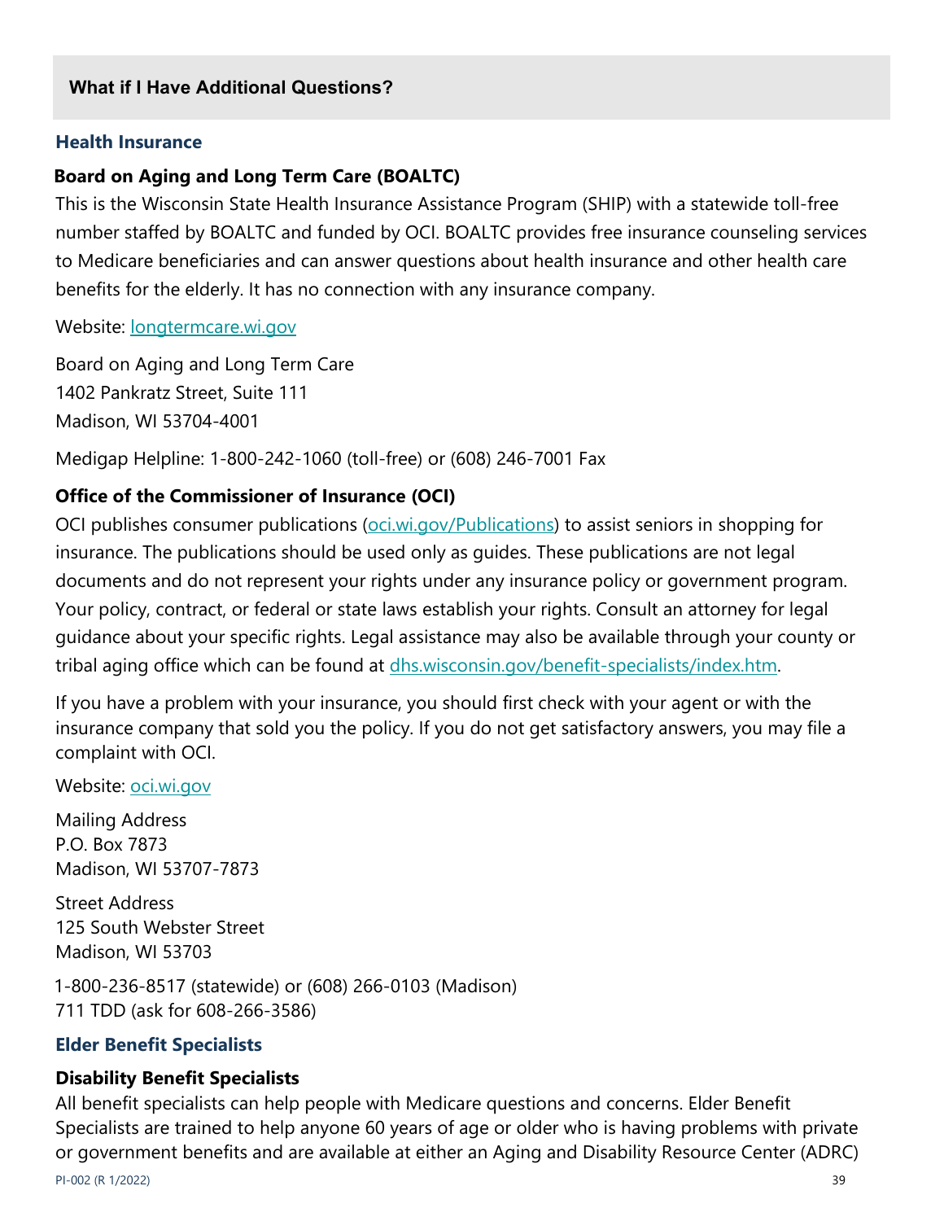## What if I Have Additional Questions?

### Health Insurance

**Board on Aging and Long Term Care (BOALTC)**

This is the Wisconsin State Health Insurance Assistance Program (SHIP) with a statewide toll-free number staffed by BOALTC and funded by OCI. BOALTC provides free insurance counseling services to Medicare beneficiaries and can answer questions about health insurance and other health care benefits for the elderly. It has no connection with any insurance company.

Website: longtermcare.wi.gov

Board on Aging and Long Term Care
1402 Pankratz Street, Suite 111
Madison, WI 53704-4001

Medigap Helpline: 1-800-242-1060 (toll-free) or (608) 246-7001 Fax

**Office of the Commissioner of Insurance (OCI)**

OCI publishes consumer publications (oci.wi.gov/Publications) to assist seniors in shopping for insurance. The publications should be used only as guides. These publications are not legal documents and do not represent your rights under any insurance policy or government program. Your policy, contract, or federal or state laws establish your rights. Consult an attorney for legal guidance about your specific rights. Legal assistance may also be available through your county or tribal aging office which can be found at dhs.wisconsin.gov/benefit-specialists/index.htm.

If you have a problem with your insurance, you should first check with your agent or with the insurance company that sold you the policy. If you do not get satisfactory answers, you may file a complaint with OCI.

Website: oci.wi.gov

Mailing Address
P.O. Box 7873
Madison, WI 53707-7873

Street Address
125 South Webster Street
Madison, WI 53703

1-800-236-8517 (statewide) or (608) 266-0103 (Madison)
711 TDD (ask for 608-266-3586)

### Elder Benefit Specialists

**Disability Benefit Specialists**

All benefit specialists can help people with Medicare questions and concerns. Elder Benefit Specialists are trained to help anyone 60 years of age or older who is having problems with private or government benefits and are available at either an Aging and Disability Resource Center (ADRC)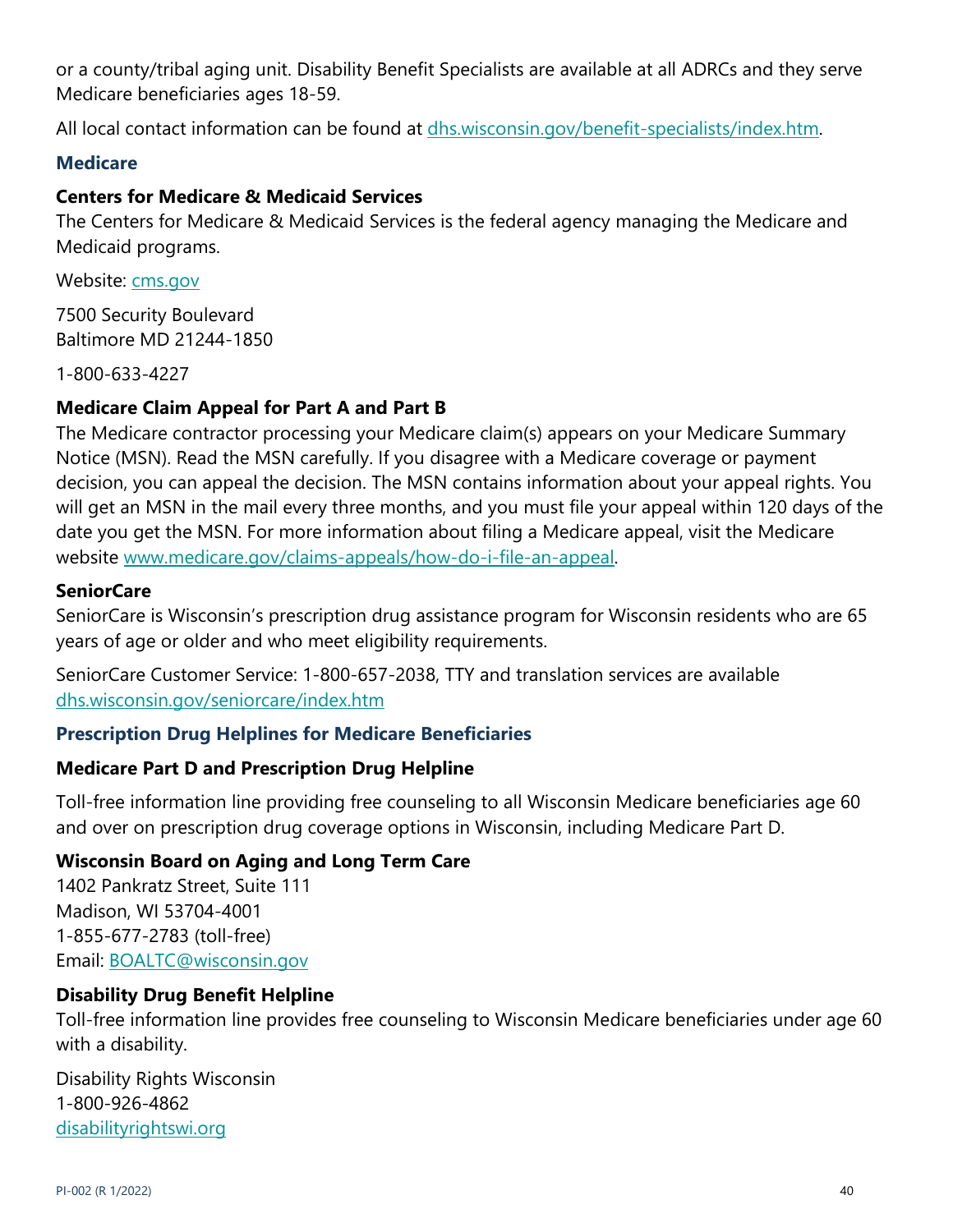or a county/tribal aging unit. Disability Benefit Specialists are available at all ADRCs and they serve Medicare beneficiaries ages 18-59.

All local contact information can be found at dhs.wisconsin.gov/benefit-specialists/index.htm.

## Medicare

### Centers for Medicare & Medicaid Services

The Centers for Medicare & Medicaid Services is the federal agency managing the Medicare and Medicaid programs.

Website: cms.gov

7500 Security Boulevard
Baltimore MD 21244-1850

1-800-633-4227

### Medicare Claim Appeal for Part A and Part B

The Medicare contractor processing your Medicare claim(s) appears on your Medicare Summary Notice (MSN). Read the MSN carefully. If you disagree with a Medicare coverage or payment decision, you can appeal the decision. The MSN contains information about your appeal rights. You will get an MSN in the mail every three months, and you must file your appeal within 120 days of the date you get the MSN. For more information about filing a Medicare appeal, visit the Medicare website www.medicare.gov/claims-appeals/how-do-i-file-an-appeal.

### SeniorCare

SeniorCare is Wisconsin's prescription drug assistance program for Wisconsin residents who are 65 years of age or older and who meet eligibility requirements.

SeniorCare Customer Service: 1-800-657-2038, TTY and translation services are available
dhs.wisconsin.gov/seniorcare/index.htm

## Prescription Drug Helplines for Medicare Beneficiaries

### Medicare Part D and Prescription Drug Helpline

Toll-free information line providing free counseling to all Wisconsin Medicare beneficiaries age 60 and over on prescription drug coverage options in Wisconsin, including Medicare Part D.

### Wisconsin Board on Aging and Long Term Care

1402 Pankratz Street, Suite 111
Madison, WI 53704-4001
1-855-677-2783 (toll-free)
Email: BOALTC@wisconsin.gov

### Disability Drug Benefit Helpline

Toll-free information line provides free counseling to Wisconsin Medicare beneficiaries under age 60 with a disability.

Disability Rights Wisconsin
1-800-926-4862
disabilityrightswi.org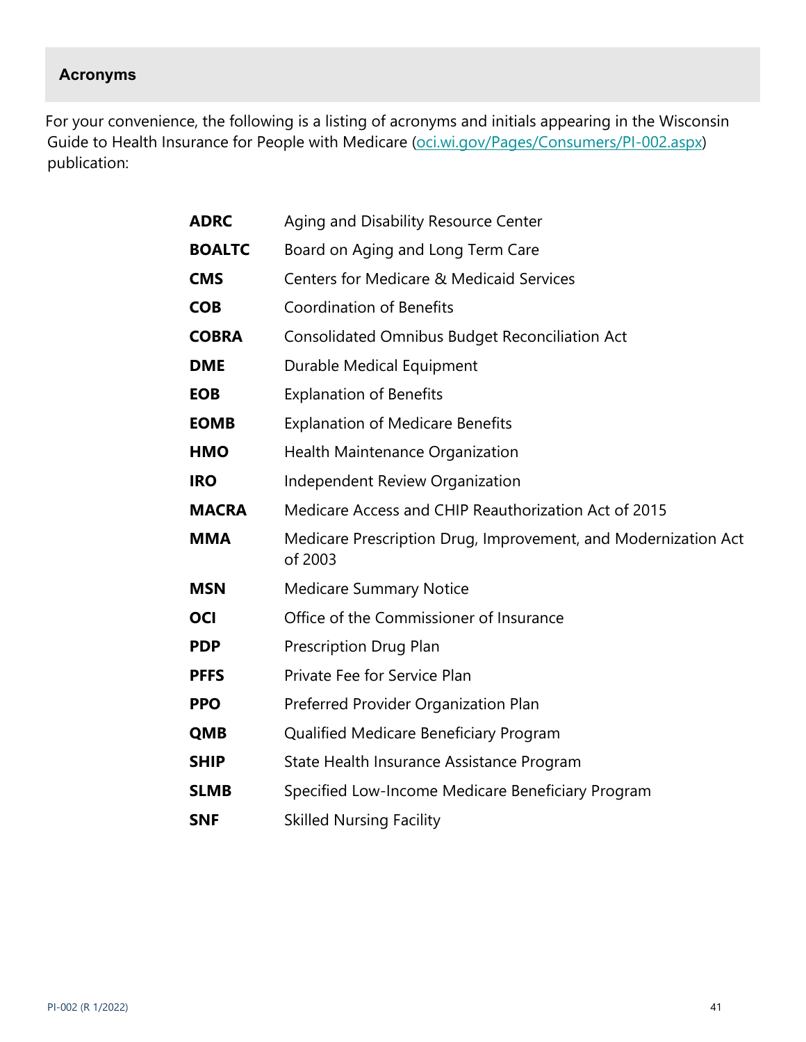## Acronyms

For your convenience, the following is a listing of acronyms and initials appearing in the Wisconsin Guide to Health Insurance for People with Medicare (oci.wi.gov/Pages/Consumers/PI-002.aspx) publication:

| | |
|---|---|
| **ADRC** | Aging and Disability Resource Center |
| **BOALTC** | Board on Aging and Long Term Care |
| **CMS** | Centers for Medicare & Medicaid Services |
| **COB** | Coordination of Benefits |
| **COBRA** | Consolidated Omnibus Budget Reconciliation Act |
| **DME** | Durable Medical Equipment |
| **EOB** | Explanation of Benefits |
| **EOMB** | Explanation of Medicare Benefits |
| **HMO** | Health Maintenance Organization |
| **IRO** | Independent Review Organization |
| **MACRA** | Medicare Access and CHIP Reauthorization Act of 2015 |
| **MMA** | Medicare Prescription Drug, Improvement, and Modernization Act of 2003 |
| **MSN** | Medicare Summary Notice |
| **OCI** | Office of the Commissioner of Insurance |
| **PDP** | Prescription Drug Plan |
| **PFFS** | Private Fee for Service Plan |
| **PPO** | Preferred Provider Organization Plan |
| **QMB** | Qualified Medicare Beneficiary Program |
| **SHIP** | State Health Insurance Assistance Program |
| **SLMB** | Specified Low-Income Medicare Beneficiary Program |
| **SNF** | Skilled Nursing Facility |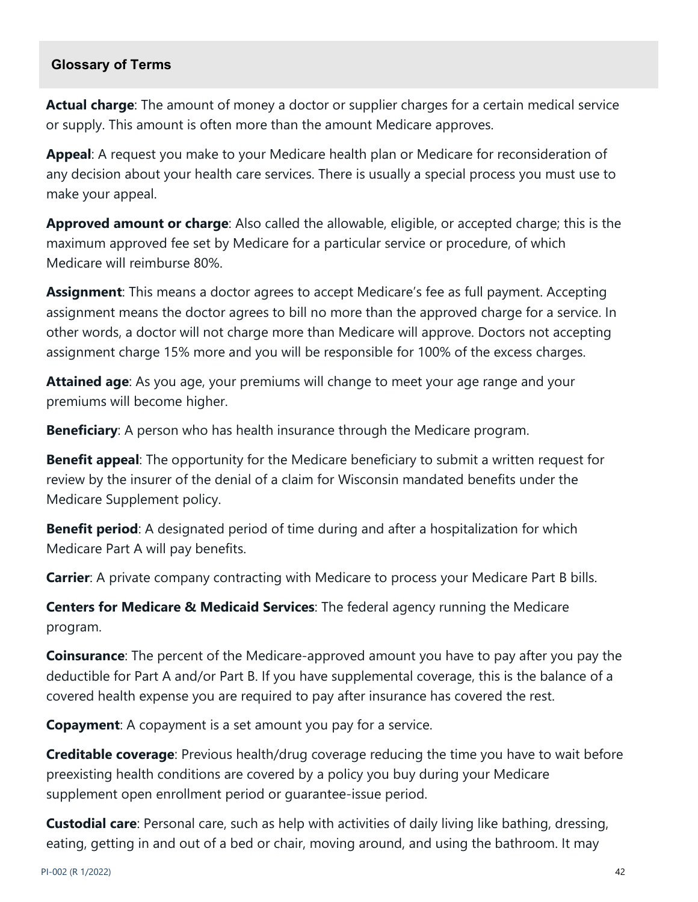## Glossary of Terms

**Actual charge**: The amount of money a doctor or supplier charges for a certain medical service or supply. This amount is often more than the amount Medicare approves.

**Appeal**: A request you make to your Medicare health plan or Medicare for reconsideration of any decision about your health care services. There is usually a special process you must use to make your appeal.

**Approved amount or charge**: Also called the allowable, eligible, or accepted charge; this is the maximum approved fee set by Medicare for a particular service or procedure, of which Medicare will reimburse 80%.

**Assignment**: This means a doctor agrees to accept Medicare's fee as full payment. Accepting assignment means the doctor agrees to bill no more than the approved charge for a service. In other words, a doctor will not charge more than Medicare will approve. Doctors not accepting assignment charge 15% more and you will be responsible for 100% of the excess charges.

**Attained age**: As you age, your premiums will change to meet your age range and your premiums will become higher.

**Beneficiary**: A person who has health insurance through the Medicare program.

**Benefit appeal**: The opportunity for the Medicare beneficiary to submit a written request for review by the insurer of the denial of a claim for Wisconsin mandated benefits under the Medicare Supplement policy.

**Benefit period**: A designated period of time during and after a hospitalization for which Medicare Part A will pay benefits.

**Carrier**: A private company contracting with Medicare to process your Medicare Part B bills.

**Centers for Medicare & Medicaid Services**: The federal agency running the Medicare program.

**Coinsurance**: The percent of the Medicare-approved amount you have to pay after you pay the deductible for Part A and/or Part B. If you have supplemental coverage, this is the balance of a covered health expense you are required to pay after insurance has covered the rest.

**Copayment**: A copayment is a set amount you pay for a service.

**Creditable coverage**: Previous health/drug coverage reducing the time you have to wait before preexisting health conditions are covered by a policy you buy during your Medicare supplement open enrollment period or guarantee-issue period.

**Custodial care**: Personal care, such as help with activities of daily living like bathing, dressing, eating, getting in and out of a bed or chair, moving around, and using the bathroom. It may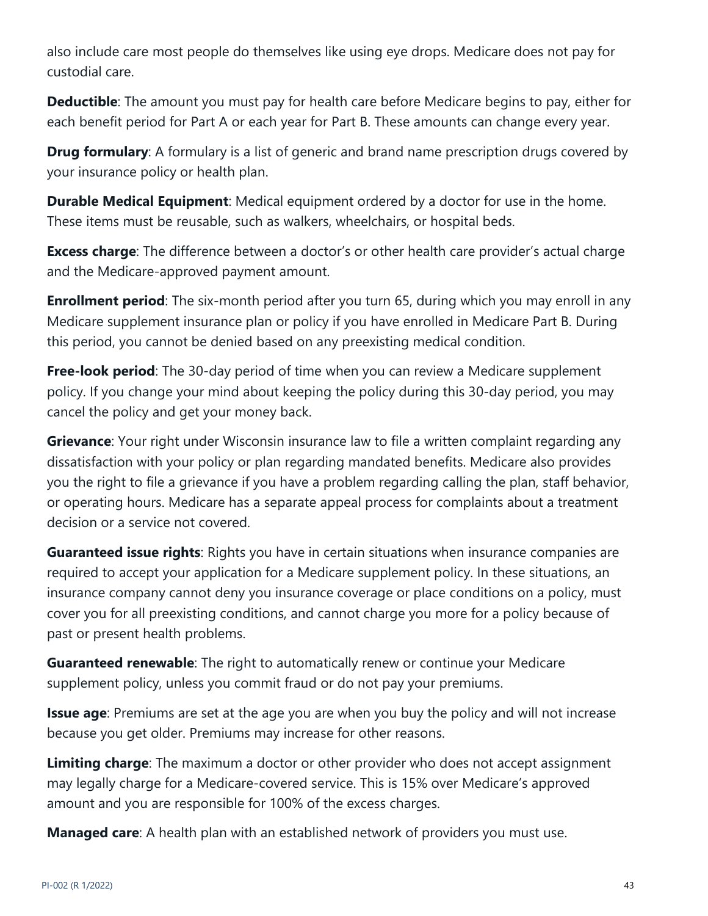also include care most people do themselves like using eye drops. Medicare does not pay for custodial care.

**Deductible**: The amount you must pay for health care before Medicare begins to pay, either for each benefit period for Part A or each year for Part B. These amounts can change every year.

**Drug formulary**: A formulary is a list of generic and brand name prescription drugs covered by your insurance policy or health plan.

**Durable Medical Equipment**: Medical equipment ordered by a doctor for use in the home. These items must be reusable, such as walkers, wheelchairs, or hospital beds.

**Excess charge**: The difference between a doctor's or other health care provider's actual charge and the Medicare-approved payment amount.

**Enrollment period**: The six-month period after you turn 65, during which you may enroll in any Medicare supplement insurance plan or policy if you have enrolled in Medicare Part B. During this period, you cannot be denied based on any preexisting medical condition.

**Free-look period**: The 30-day period of time when you can review a Medicare supplement policy. If you change your mind about keeping the policy during this 30-day period, you may cancel the policy and get your money back.

**Grievance**: Your right under Wisconsin insurance law to file a written complaint regarding any dissatisfaction with your policy or plan regarding mandated benefits. Medicare also provides you the right to file a grievance if you have a problem regarding calling the plan, staff behavior, or operating hours. Medicare has a separate appeal process for complaints about a treatment decision or a service not covered.

**Guaranteed issue rights**: Rights you have in certain situations when insurance companies are required to accept your application for a Medicare supplement policy. In these situations, an insurance company cannot deny you insurance coverage or place conditions on a policy, must cover you for all preexisting conditions, and cannot charge you more for a policy because of past or present health problems.

**Guaranteed renewable**: The right to automatically renew or continue your Medicare supplement policy, unless you commit fraud or do not pay your premiums.

**Issue age**: Premiums are set at the age you are when you buy the policy and will not increase because you get older. Premiums may increase for other reasons.

**Limiting charge**: The maximum a doctor or other provider who does not accept assignment may legally charge for a Medicare-covered service. This is 15% over Medicare's approved amount and you are responsible for 100% of the excess charges.

**Managed care**: A health plan with an established network of providers you must use.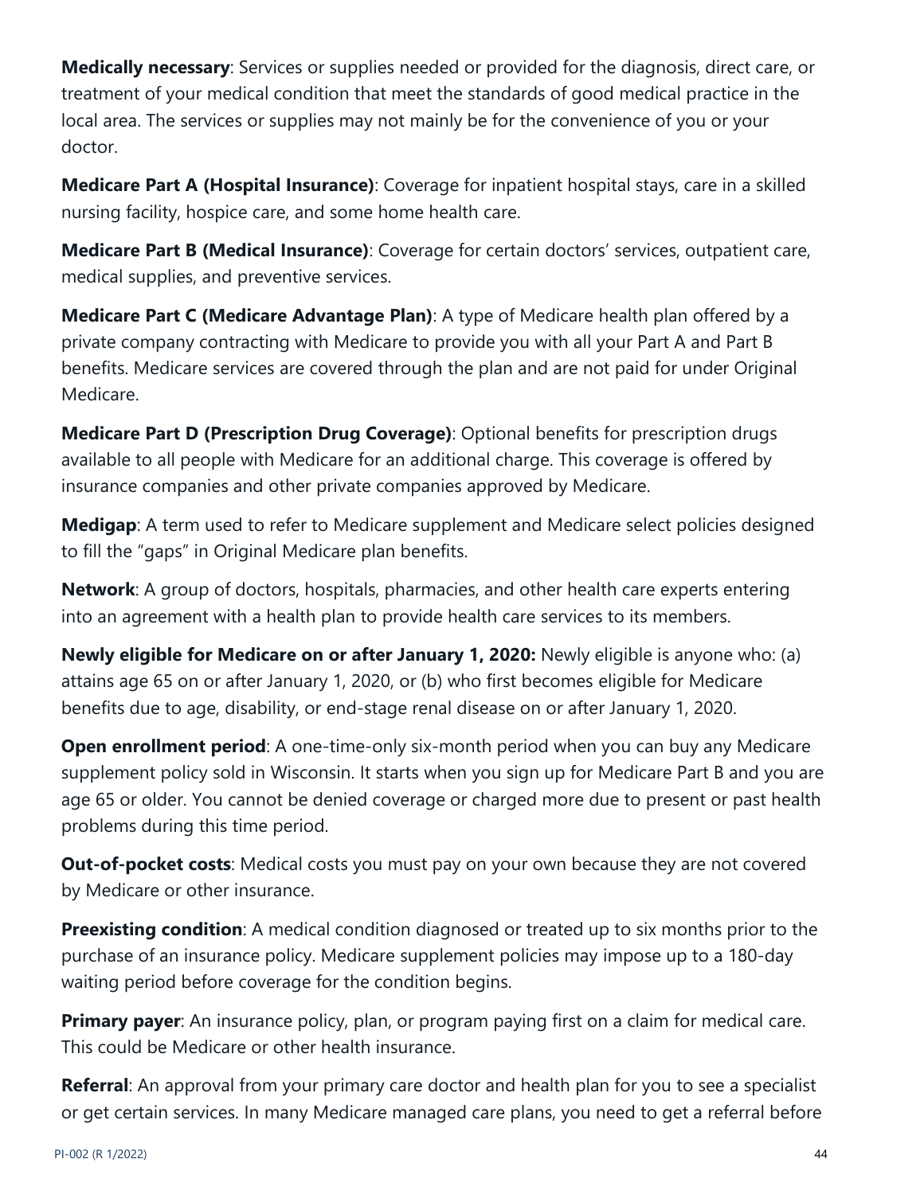**Medically necessary**: Services or supplies needed or provided for the diagnosis, direct care, or treatment of your medical condition that meet the standards of good medical practice in the local area. The services or supplies may not mainly be for the convenience of you or your doctor.

**Medicare Part A (Hospital Insurance)**: Coverage for inpatient hospital stays, care in a skilled nursing facility, hospice care, and some home health care.

**Medicare Part B (Medical Insurance)**: Coverage for certain doctors' services, outpatient care, medical supplies, and preventive services.

**Medicare Part C (Medicare Advantage Plan)**: A type of Medicare health plan offered by a private company contracting with Medicare to provide you with all your Part A and Part B benefits. Medicare services are covered through the plan and are not paid for under Original Medicare.

**Medicare Part D (Prescription Drug Coverage)**: Optional benefits for prescription drugs available to all people with Medicare for an additional charge. This coverage is offered by insurance companies and other private companies approved by Medicare.

**Medigap**: A term used to refer to Medicare supplement and Medicare select policies designed to fill the "gaps" in Original Medicare plan benefits.

**Network**: A group of doctors, hospitals, pharmacies, and other health care experts entering into an agreement with a health plan to provide health care services to its members.

**Newly eligible for Medicare on or after January 1, 2020:** Newly eligible is anyone who: (a) attains age 65 on or after January 1, 2020, or (b) who first becomes eligible for Medicare benefits due to age, disability, or end-stage renal disease on or after January 1, 2020.

**Open enrollment period**: A one-time-only six-month period when you can buy any Medicare supplement policy sold in Wisconsin. It starts when you sign up for Medicare Part B and you are age 65 or older. You cannot be denied coverage or charged more due to present or past health problems during this time period.

**Out-of-pocket costs**: Medical costs you must pay on your own because they are not covered by Medicare or other insurance.

**Preexisting condition**: A medical condition diagnosed or treated up to six months prior to the purchase of an insurance policy. Medicare supplement policies may impose up to a 180-day waiting period before coverage for the condition begins.

**Primary payer**: An insurance policy, plan, or program paying first on a claim for medical care. This could be Medicare or other health insurance.

**Referral**: An approval from your primary care doctor and health plan for you to see a specialist or get certain services. In many Medicare managed care plans, you need to get a referral before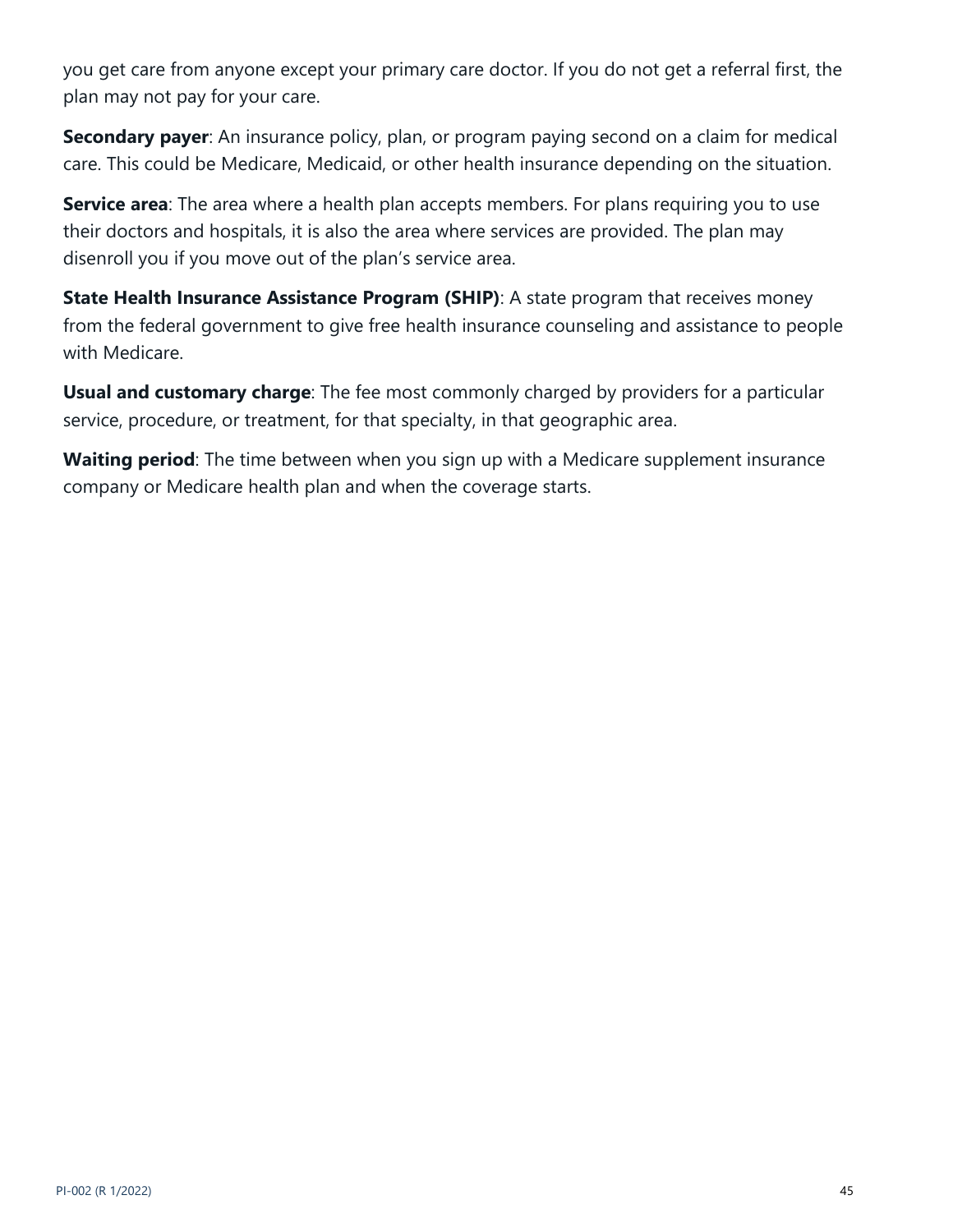you get care from anyone except your primary care doctor. If you do not get a referral first, the plan may not pay for your care.

**Secondary payer**: An insurance policy, plan, or program paying second on a claim for medical care. This could be Medicare, Medicaid, or other health insurance depending on the situation.

**Service area**: The area where a health plan accepts members. For plans requiring you to use their doctors and hospitals, it is also the area where services are provided. The plan may disenroll you if you move out of the plan's service area.

**State Health Insurance Assistance Program (SHIP)**: A state program that receives money from the federal government to give free health insurance counseling and assistance to people with Medicare.

**Usual and customary charge**: The fee most commonly charged by providers for a particular service, procedure, or treatment, for that specialty, in that geographic area.

**Waiting period**: The time between when you sign up with a Medicare supplement insurance company or Medicare health plan and when the coverage starts.